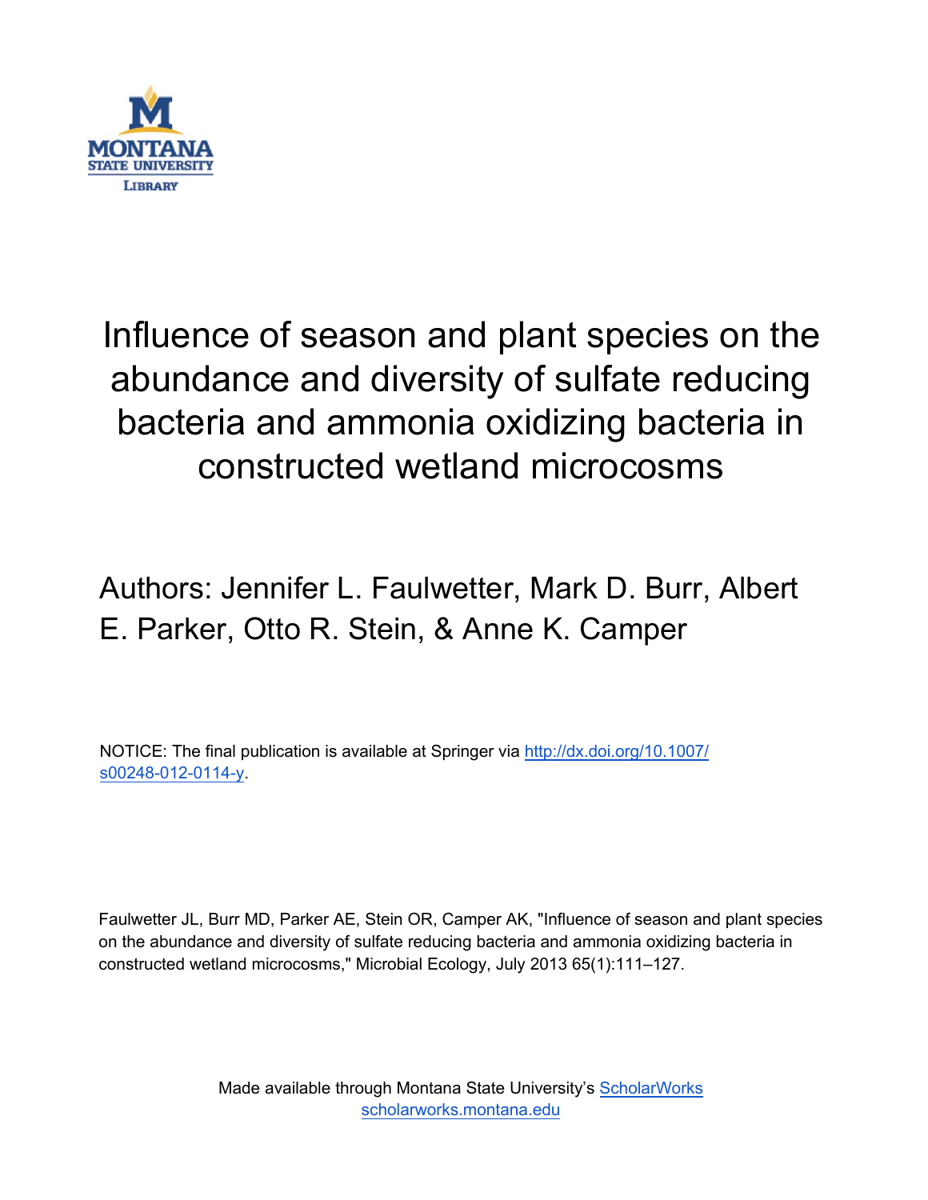MONTANA STATE UNIVERSITY LIBRARY

# Influence of season and plant species on the abundance and diversity of sulfate reducing bacteria and ammonia oxidizing bacteria in constructed wetland microcosms

Authors: Jennifer L. Faulwetter, Mark D. Burr, Albert E. Parker, Otto R. Stein, & Anne K. Camper

NOTICE: The final publication is available at Springer via http://dx.doi.org/10.1007/s00248-012-0114-y.

Faulwetter JL, Burr MD, Parker AE, Stein OR, Camper AK, "Influence of season and plant species on the abundance and diversity of sulfate reducing bacteria and ammonia oxidizing bacteria in constructed wetland microcosms," Microbial Ecology, July 2013 65(1):111–127.

Made available through Montana State University's ScholarWorks
scholarworks.montana.edu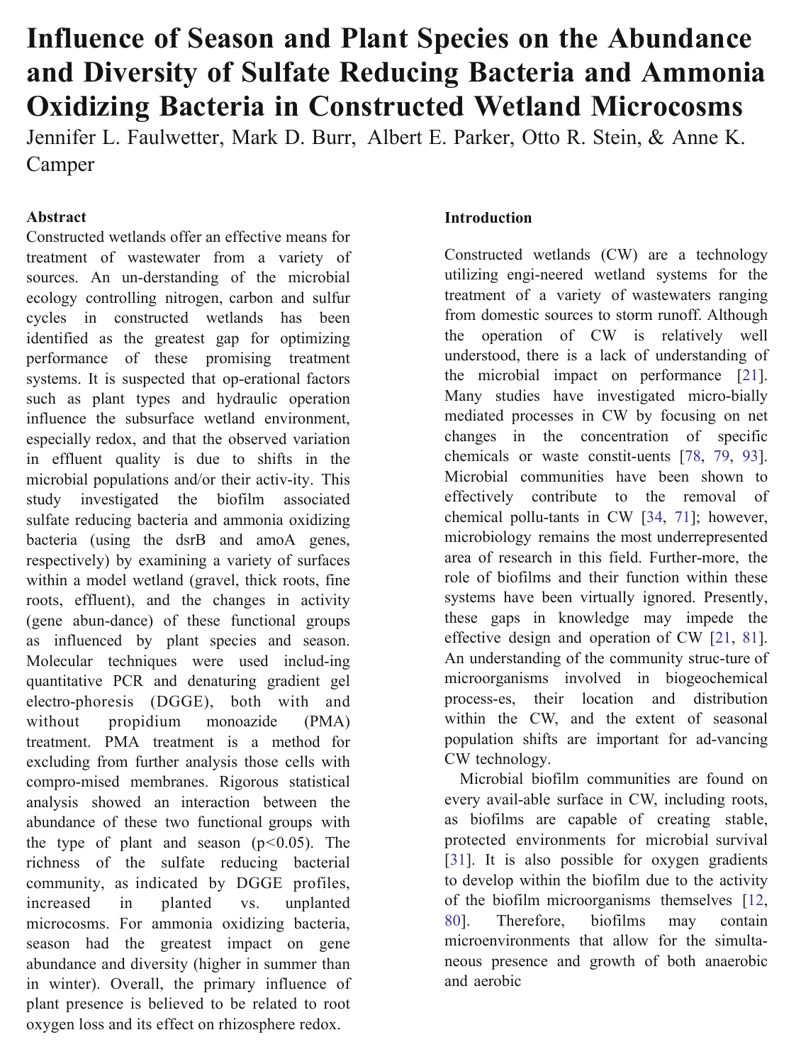# Influence of Season and Plant Species on the Abundance and Diversity of Sulfate Reducing Bacteria and Ammonia Oxidizing Bacteria in Constructed Wetland Microcosms

Jennifer L. Faulwetter, Mark D. Burr, Albert E. Parker, Otto R. Stein, & Anne K. Camper

**Abstract**

Constructed wetlands offer an effective means for treatment of wastewater from a variety of sources. An un-derstanding of the microbial ecology controlling nitrogen, carbon and sulfur cycles in constructed wetlands has been identified as the greatest gap for optimizing performance of these promising treatment systems. It is suspected that op-erational factors such as plant types and hydraulic operation influence the subsurface wetland environment, especially redox, and that the observed variation in effluent quality is due to shifts in the microbial populations and/or their activ-ity. This study investigated the biofilm associated sulfate reducing bacteria and ammonia oxidizing bacteria (using the dsrB and amoA genes, respectively) by examining a variety of surfaces within a model wetland (gravel, thick roots, fine roots, effluent), and the changes in activity (gene abun-dance) of these functional groups as influenced by plant species and season. Molecular techniques were used includ-ing quantitative PCR and denaturing gradient gel electro-phoresis (DGGE), both with and without propidium monoazide (PMA) treatment. PMA treatment is a method for excluding from further analysis those cells with compro-mised membranes. Rigorous statistical analysis showed an interaction between the abundance of these two functional groups with the type of plant and season ($p<0.05$). The richness of the sulfate reducing bacterial community, as indicated by DGGE profiles, increased in planted vs. unplanted microcosms. For ammonia oxidizing bacteria, season had the greatest impact on gene abundance and diversity (higher in summer than in winter). Overall, the primary influence of plant presence is believed to be related to root oxygen loss and its effect on rhizosphere redox.

**Introduction**

Constructed wetlands (CW) are a technology utilizing engi-neered wetland systems for the treatment of a variety of wastewaters ranging from domestic sources to storm runoff. Although the operation of CW is relatively well understood, there is a lack of understanding of the microbial impact on performance [21]. Many studies have investigated micro-bially mediated processes in CW by focusing on net changes in the concentration of specific chemicals or waste constit-uents [78, 79, 93]. Microbial communities have been shown to effectively contribute to the removal of chemical pollu-tants in CW [34, 71]; however, microbiology remains the most underrepresented area of research in this field. Further-more, the role of biofilms and their function within these systems have been virtually ignored. Presently, these gaps in knowledge may impede the effective design and operation of CW [21, 81]. An understanding of the community struc-ture of microorganisms involved in biogeochemical process-es, their location and distribution within the CW, and the extent of seasonal population shifts are important for ad-vancing CW technology.

Microbial biofilm communities are found on every avail-able surface in CW, including roots, as biofilms are capable of creating stable, protected environments for microbial survival [31]. It is also possible for oxygen gradients to develop within the biofilm due to the activity of the biofilm microorganisms themselves [12, 80]. Therefore, biofilms may contain microenvironments that allow for the simulta-neous presence and growth of both anaerobic and aerobic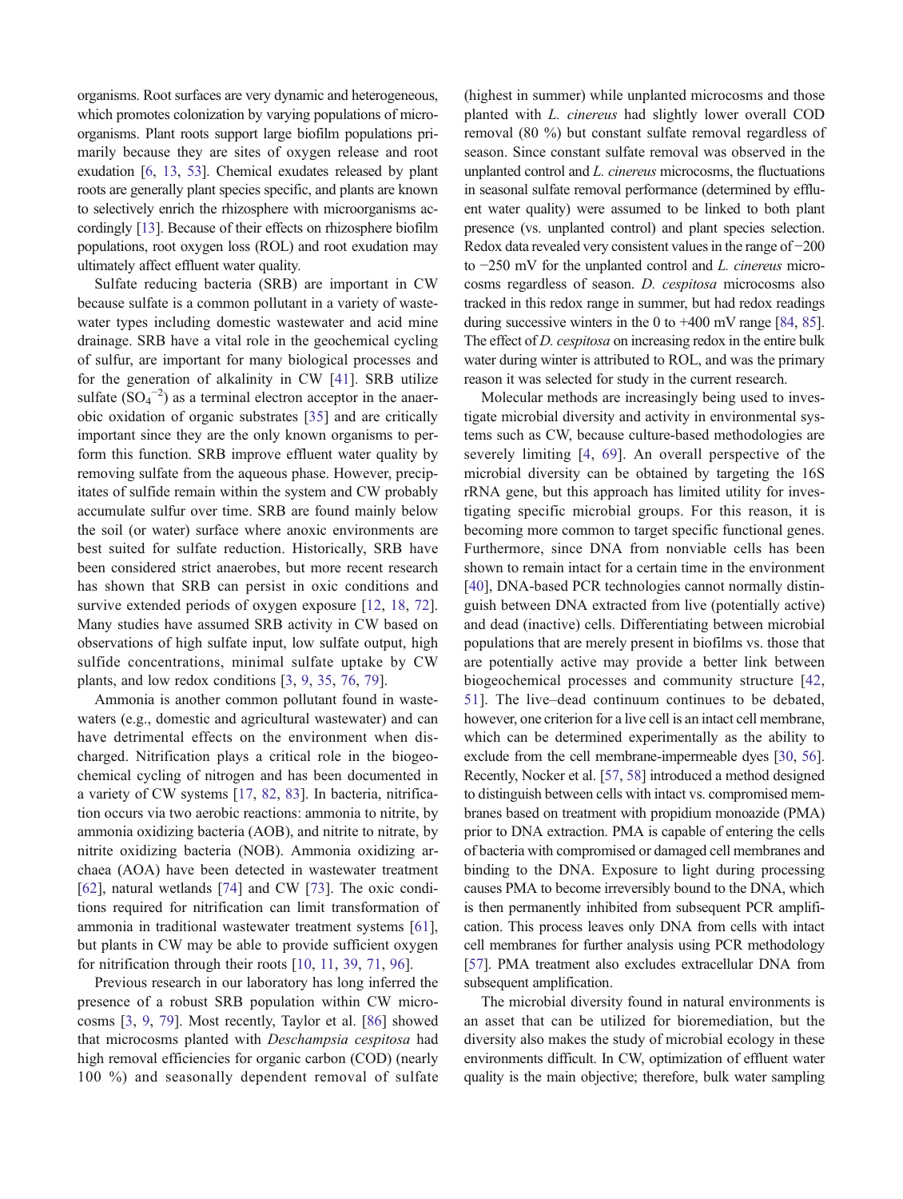organisms. Root surfaces are very dynamic and heterogeneous, which promotes colonization by varying populations of microorganisms. Plant roots support large biofilm populations primarily because they are sites of oxygen release and root exudation [6, 13, 53]. Chemical exudates released by plant roots are generally plant species specific, and plants are known to selectively enrich the rhizosphere with microorganisms accordingly [13]. Because of their effects on rhizosphere biofilm populations, root oxygen loss (ROL) and root exudation may ultimately affect effluent water quality.

Sulfate reducing bacteria (SRB) are important in CW because sulfate is a common pollutant in a variety of wastewater types including domestic wastewater and acid mine drainage. SRB have a vital role in the geochemical cycling of sulfur, are important for many biological processes and for the generation of alkalinity in CW [41]. SRB utilize sulfate ($SO_4^{-2}$) as a terminal electron acceptor in the anaerobic oxidation of organic substrates [35] and are critically important since they are the only known organisms to perform this function. SRB improve effluent water quality by removing sulfate from the aqueous phase. However, precipitates of sulfide remain within the system and CW probably accumulate sulfur over time. SRB are found mainly below the soil (or water) surface where anoxic environments are best suited for sulfate reduction. Historically, SRB have been considered strict anaerobes, but more recent research has shown that SRB can persist in oxic conditions and survive extended periods of oxygen exposure [12, 18, 72]. Many studies have assumed SRB activity in CW based on observations of high sulfate input, low sulfate output, high sulfide concentrations, minimal sulfate uptake by CW plants, and low redox conditions [3, 9, 35, 76, 79].

Ammonia is another common pollutant found in wastewaters (e.g., domestic and agricultural wastewater) and can have detrimental effects on the environment when discharged. Nitrification plays a critical role in the biogeochemical cycling of nitrogen and has been documented in a variety of CW systems [17, 82, 83]. In bacteria, nitrification occurs via two aerobic reactions: ammonia to nitrite, by ammonia oxidizing bacteria (AOB), and nitrite to nitrate, by nitrite oxidizing bacteria (NOB). Ammonia oxidizing archaea (AOA) have been detected in wastewater treatment [62], natural wetlands [74] and CW [73]. The oxic conditions required for nitrification can limit transformation of ammonia in traditional wastewater treatment systems [61], but plants in CW may be able to provide sufficient oxygen for nitrification through their roots [10, 11, 39, 71, 96].

Previous research in our laboratory has long inferred the presence of a robust SRB population within CW microcosms [3, 9, 79]. Most recently, Taylor et al. [86] showed that microcosms planted with *Deschampsia cespitosa* had high removal efficiencies for organic carbon (COD) (nearly 100 %) and seasonally dependent removal of sulfate (highest in summer) while unplanted microcosms and those planted with *L. cinereus* had slightly lower overall COD removal (80 %) but constant sulfate removal regardless of season. Since constant sulfate removal was observed in the unplanted control and *L. cinereus* microcosms, the fluctuations in seasonal sulfate removal performance (determined by effluent water quality) were assumed to be linked to both plant presence (vs. unplanted control) and plant species selection. Redox data revealed very consistent values in the range of −200 to −250 mV for the unplanted control and *L. cinereus* microcosms regardless of season. *D. cespitosa* microcosms also tracked in this redox range in summer, but had redox readings during successive winters in the 0 to +400 mV range [84, 85]. The effect of *D. cespitosa* on increasing redox in the entire bulk water during winter is attributed to ROL, and was the primary reason it was selected for study in the current research.

Molecular methods are increasingly being used to investigate microbial diversity and activity in environmental systems such as CW, because culture-based methodologies are severely limiting [4, 69]. An overall perspective of the microbial diversity can be obtained by targeting the 16S rRNA gene, but this approach has limited utility for investigating specific microbial groups. For this reason, it is becoming more common to target specific functional genes. Furthermore, since DNA from nonviable cells has been shown to remain intact for a certain time in the environment [40], DNA-based PCR technologies cannot normally distinguish between DNA extracted from live (potentially active) and dead (inactive) cells. Differentiating between microbial populations that are merely present in biofilms vs. those that are potentially active may provide a better link between biogeochemical processes and community structure [42, 51]. The live–dead continuum continues to be debated, however, one criterion for a live cell is an intact cell membrane, which can be determined experimentally as the ability to exclude from the cell membrane-impermeable dyes [30, 56]. Recently, Nocker et al. [57, 58] introduced a method designed to distinguish between cells with intact vs. compromised membranes based on treatment with propidium monoazide (PMA) prior to DNA extraction. PMA is capable of entering the cells of bacteria with compromised or damaged cell membranes and binding to the DNA. Exposure to light during processing causes PMA to become irreversibly bound to the DNA, which is then permanently inhibited from subsequent PCR amplification. This process leaves only DNA from cells with intact cell membranes for further analysis using PCR methodology [57]. PMA treatment also excludes extracellular DNA from subsequent amplification.

The microbial diversity found in natural environments is an asset that can be utilized for bioremediation, but the diversity also makes the study of microbial ecology in these environments difficult. In CW, optimization of effluent water quality is the main objective; therefore, bulk water sampling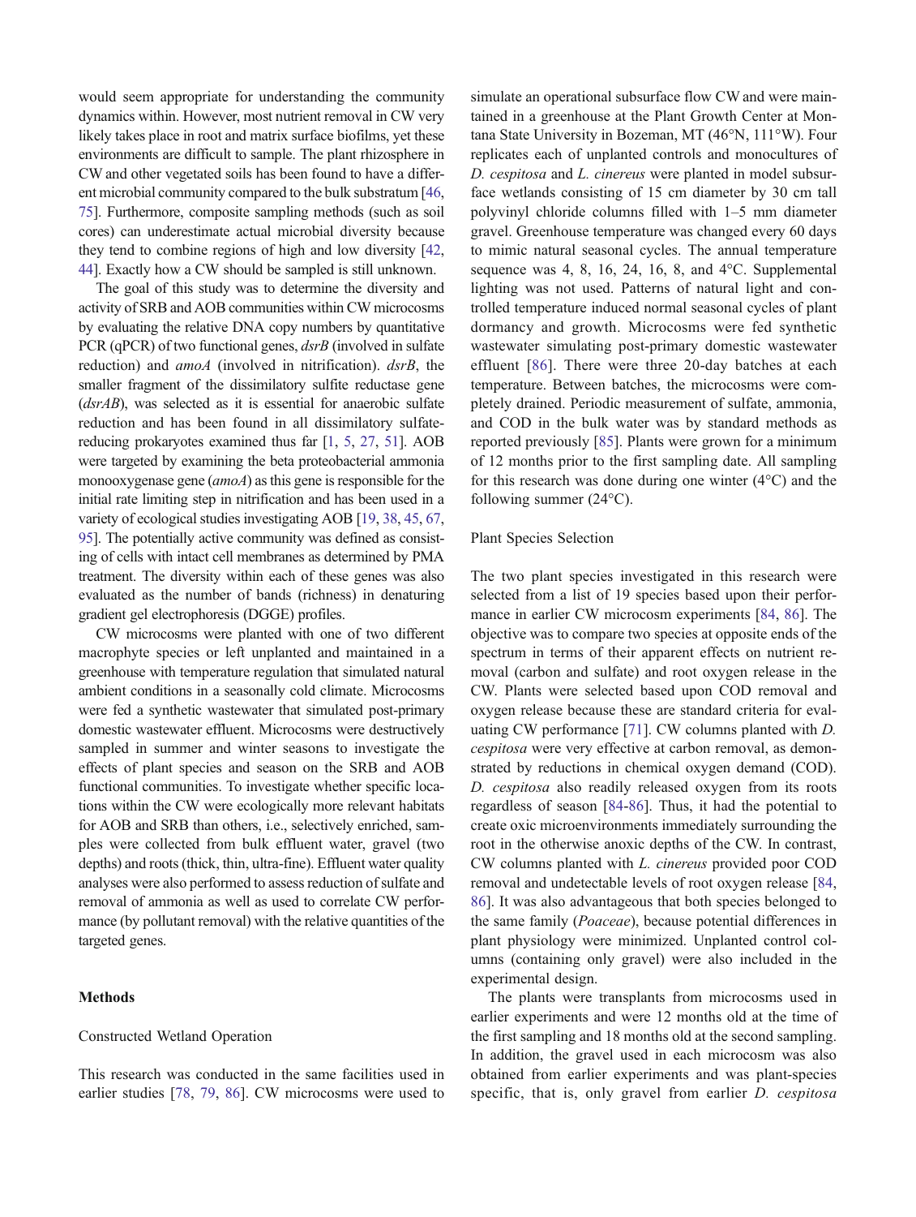would seem appropriate for understanding the community dynamics within. However, most nutrient removal in CW very likely takes place in root and matrix surface biofilms, yet these environments are difficult to sample. The plant rhizosphere in CW and other vegetated soils has been found to have a different microbial community compared to the bulk substratum [46, 75]. Furthermore, composite sampling methods (such as soil cores) can underestimate actual microbial diversity because they tend to combine regions of high and low diversity [42, 44]. Exactly how a CW should be sampled is still unknown.

The goal of this study was to determine the diversity and activity of SRB and AOB communities within CW microcosms by evaluating the relative DNA copy numbers by quantitative PCR (qPCR) of two functional genes, *dsrB* (involved in sulfate reduction) and *amoA* (involved in nitrification). *dsrB*, the smaller fragment of the dissimilatory sulfite reductase gene (*dsrAB*), was selected as it is essential for anaerobic sulfate reduction and has been found in all dissimilatory sulfate-reducing prokaryotes examined thus far [1, 5, 27, 51]. AOB were targeted by examining the beta proteobacterial ammonia monooxygenase gene (*amoA*) as this gene is responsible for the initial rate limiting step in nitrification and has been used in a variety of ecological studies investigating AOB [19, 38, 45, 67, 95]. The potentially active community was defined as consisting of cells with intact cell membranes as determined by PMA treatment. The diversity within each of these genes was also evaluated as the number of bands (richness) in denaturing gradient gel electrophoresis (DGGE) profiles.

CW microcosms were planted with one of two different macrophyte species or left unplanted and maintained in a greenhouse with temperature regulation that simulated natural ambient conditions in a seasonally cold climate. Microcosms were fed a synthetic wastewater that simulated post-primary domestic wastewater effluent. Microcosms were destructively sampled in summer and winter seasons to investigate the effects of plant species and season on the SRB and AOB functional communities. To investigate whether specific locations within the CW were ecologically more relevant habitats for AOB and SRB than others, i.e., selectively enriched, samples were collected from bulk effluent water, gravel (two depths) and roots (thick, thin, ultra-fine). Effluent water quality analyses were also performed to assess reduction of sulfate and removal of ammonia as well as used to correlate CW performance (by pollutant removal) with the relative quantities of the targeted genes.

## Methods

### Constructed Wetland Operation

This research was conducted in the same facilities used in earlier studies [78, 79, 86]. CW microcosms were used to simulate an operational subsurface flow CW and were maintained in a greenhouse at the Plant Growth Center at Montana State University in Bozeman, MT (46°N, 111°W). Four replicates each of unplanted controls and monocultures of *D. cespitosa* and *L. cinereus* were planted in model subsurface wetlands consisting of 15 cm diameter by 30 cm tall polyvinyl chloride columns filled with 1–5 mm diameter gravel. Greenhouse temperature was changed every 60 days to mimic natural seasonal cycles. The annual temperature sequence was 4, 8, 16, 24, 16, 8, and 4°C. Supplemental lighting was not used. Patterns of natural light and controlled temperature induced normal seasonal cycles of plant dormancy and growth. Microcosms were fed synthetic wastewater simulating post-primary domestic wastewater effluent [86]. There were three 20-day batches at each temperature. Between batches, the microcosms were completely drained. Periodic measurement of sulfate, ammonia, and COD in the bulk water was by standard methods as reported previously [85]. Plants were grown for a minimum of 12 months prior to the first sampling date. All sampling for this research was done during one winter (4°C) and the following summer (24°C).

### Plant Species Selection

The two plant species investigated in this research were selected from a list of 19 species based upon their performance in earlier CW microcosm experiments [84, 86]. The objective was to compare two species at opposite ends of the spectrum in terms of their apparent effects on nutrient removal (carbon and sulfate) and root oxygen release in the CW. Plants were selected based upon COD removal and oxygen release because these are standard criteria for evaluating CW performance [71]. CW columns planted with *D. cespitosa* were very effective at carbon removal, as demonstrated by reductions in chemical oxygen demand (COD). *D. cespitosa* also readily released oxygen from its roots regardless of season [84-86]. Thus, it had the potential to create oxic microenvironments immediately surrounding the root in the otherwise anoxic depths of the CW. In contrast, CW columns planted with *L. cinereus* provided poor COD removal and undetectable levels of root oxygen release [84, 86]. It was also advantageous that both species belonged to the same family (*Poaceae*), because potential differences in plant physiology were minimized. Unplanted control columns (containing only gravel) were also included in the experimental design.

The plants were transplants from microcosms used in earlier experiments and were 12 months old at the time of the first sampling and 18 months old at the second sampling. In addition, the gravel used in each microcosm was also obtained from earlier experiments and was plant-species specific, that is, only gravel from earlier *D. cespitosa*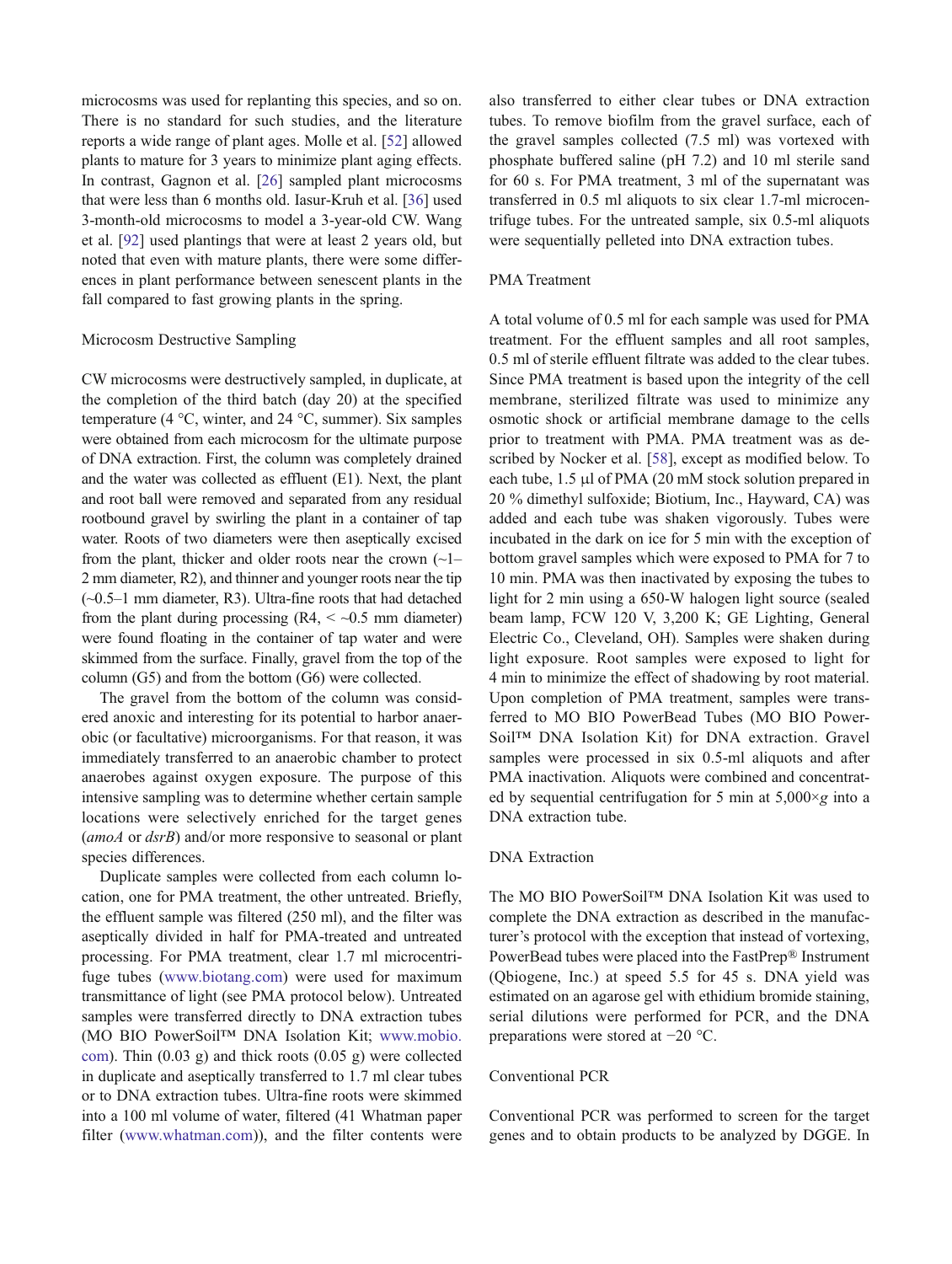microcosms was used for replanting this species, and so on. There is no standard for such studies, and the literature reports a wide range of plant ages. Molle et al. [52] allowed plants to mature for 3 years to minimize plant aging effects. In contrast, Gagnon et al. [26] sampled plant microcosms that were less than 6 months old. Iasur-Kruh et al. [36] used 3-month-old microcosms to model a 3-year-old CW. Wang et al. [92] used plantings that were at least 2 years old, but noted that even with mature plants, there were some differences in plant performance between senescent plants in the fall compared to fast growing plants in the spring.

### Microcosm Destructive Sampling

CW microcosms were destructively sampled, in duplicate, at the completion of the third batch (day 20) at the specified temperature (4 °C, winter, and 24 °C, summer). Six samples were obtained from each microcosm for the ultimate purpose of DNA extraction. First, the column was completely drained and the water was collected as effluent (E1). Next, the plant and root ball were removed and separated from any residual rootbound gravel by swirling the plant in a container of tap water. Roots of two diameters were then aseptically excised from the plant, thicker and older roots near the crown (~1–2 mm diameter, R2), and thinner and younger roots near the tip (~0.5–1 mm diameter, R3). Ultra-fine roots that had detached from the plant during processing (R4, < ~0.5 mm diameter) were found floating in the container of tap water and were skimmed from the surface. Finally, gravel from the top of the column (G5) and from the bottom (G6) were collected.

The gravel from the bottom of the column was considered anoxic and interesting for its potential to harbor anaerobic (or facultative) microorganisms. For that reason, it was immediately transferred to an anaerobic chamber to protect anaerobes against oxygen exposure. The purpose of this intensive sampling was to determine whether certain sample locations were selectively enriched for the target genes (*amoA* or *dsrB*) and/or more responsive to seasonal or plant species differences.

Duplicate samples were collected from each column location, one for PMA treatment, the other untreated. Briefly, the effluent sample was filtered (250 ml), and the filter was aseptically divided in half for PMA-treated and untreated processing. For PMA treatment, clear 1.7 ml microcentrifuge tubes (www.biotang.com) were used for maximum transmittance of light (see PMA protocol below). Untreated samples were transferred directly to DNA extraction tubes (MO BIO PowerSoil™ DNA Isolation Kit; www.mobio.com). Thin (0.03 g) and thick roots (0.05 g) were collected in duplicate and aseptically transferred to 1.7 ml clear tubes or to DNA extraction tubes. Ultra-fine roots were skimmed into a 100 ml volume of water, filtered (41 Whatman paper filter (www.whatman.com)), and the filter contents were also transferred to either clear tubes or DNA extraction tubes. To remove biofilm from the gravel surface, each of the gravel samples collected (7.5 ml) was vortexed with phosphate buffered saline (pH 7.2) and 10 ml sterile sand for 60 s. For PMA treatment, 3 ml of the supernatant was transferred in 0.5 ml aliquots to six clear 1.7-ml microcentrifuge tubes. For the untreated sample, six 0.5-ml aliquots were sequentially pelleted into DNA extraction tubes.

### PMA Treatment

A total volume of 0.5 ml for each sample was used for PMA treatment. For the effluent samples and all root samples, 0.5 ml of sterile effluent filtrate was added to the clear tubes. Since PMA treatment is based upon the integrity of the cell membrane, sterilized filtrate was used to minimize any osmotic shock or artificial membrane damage to the cells prior to treatment with PMA. PMA treatment was as described by Nocker et al. [58], except as modified below. To each tube, 1.5 μl of PMA (20 mM stock solution prepared in 20 % dimethyl sulfoxide; Biotium, Inc., Hayward, CA) was added and each tube was shaken vigorously. Tubes were incubated in the dark on ice for 5 min with the exception of bottom gravel samples which were exposed to PMA for 7 to 10 min. PMA was then inactivated by exposing the tubes to light for 2 min using a 650-W halogen light source (sealed beam lamp, FCW 120 V, 3,200 K; GE Lighting, General Electric Co., Cleveland, OH). Samples were shaken during light exposure. Root samples were exposed to light for 4 min to minimize the effect of shadowing by root material. Upon completion of PMA treatment, samples were transferred to MO BIO PowerBead Tubes (MO BIO PowerSoil™ DNA Isolation Kit) for DNA extraction. Gravel samples were processed in six 0.5-ml aliquots and after PMA inactivation. Aliquots were combined and concentrated by sequential centrifugation for 5 min at 5,000×*g* into a DNA extraction tube.

### DNA Extraction

The MO BIO PowerSoil™ DNA Isolation Kit was used to complete the DNA extraction as described in the manufacturer's protocol with the exception that instead of vortexing, PowerBead tubes were placed into the FastPrep® Instrument (Qbiogene, Inc.) at speed 5.5 for 45 s. DNA yield was estimated on an agarose gel with ethidium bromide staining, serial dilutions were performed for PCR, and the DNA preparations were stored at −20 °C.

### Conventional PCR

Conventional PCR was performed to screen for the target genes and to obtain products to be analyzed by DGGE. In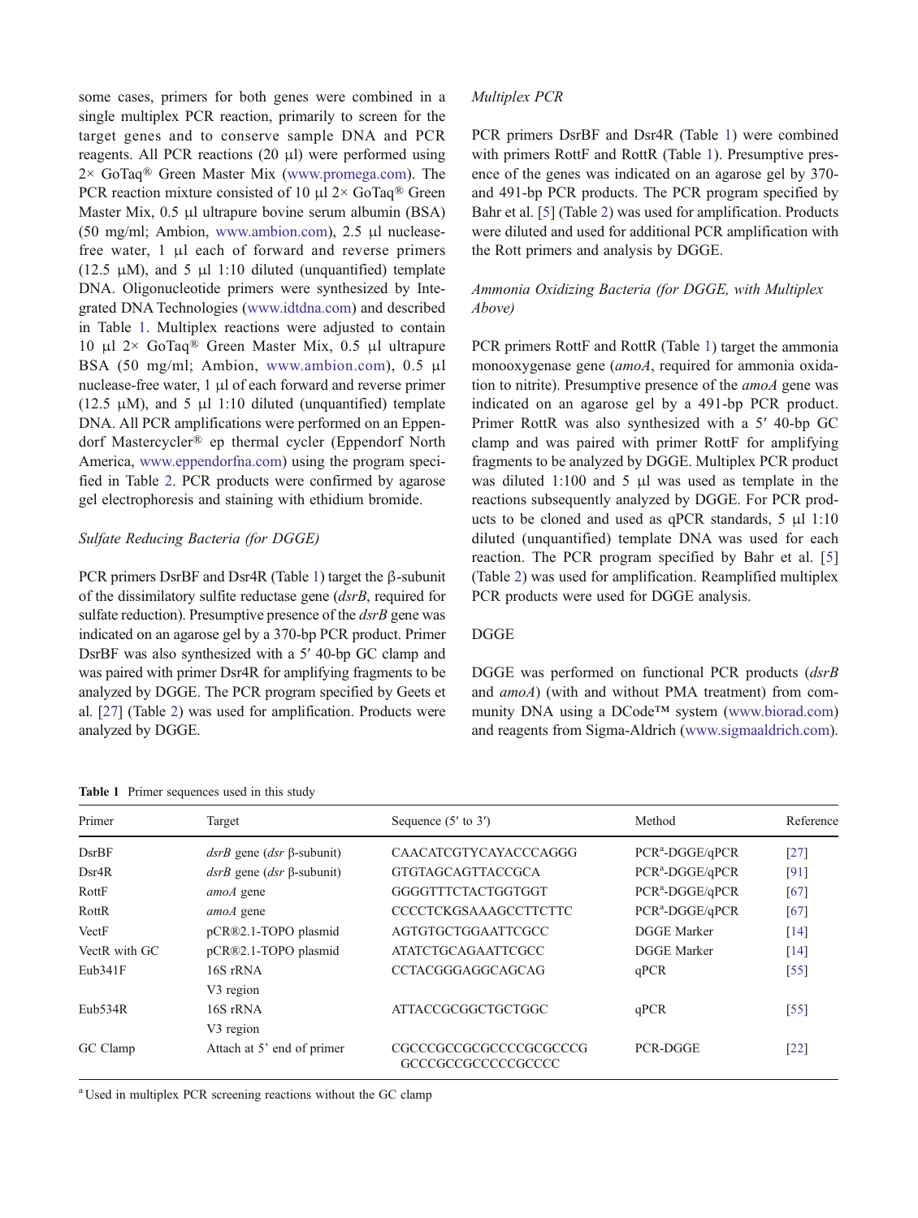some cases, primers for both genes were combined in a single multiplex PCR reaction, primarily to screen for the target genes and to conserve sample DNA and PCR reagents. All PCR reactions (20 μl) were performed using 2× GoTaq® Green Master Mix (www.promega.com). The PCR reaction mixture consisted of 10 μl 2× GoTaq® Green Master Mix, 0.5 μl ultrapure bovine serum albumin (BSA) (50 mg/ml; Ambion, www.ambion.com), 2.5 μl nuclease-free water, 1 μl each of forward and reverse primers (12.5 μM), and 5 μl 1:10 diluted (unquantified) template DNA. Oligonucleotide primers were synthesized by Integrated DNA Technologies (www.idtdna.com) and described in Table 1. Multiplex reactions were adjusted to contain 10 μl 2× GoTaq® Green Master Mix, 0.5 μl ultrapure BSA (50 mg/ml; Ambion, www.ambion.com), 0.5 μl nuclease-free water, 1 μl of each forward and reverse primer (12.5 μM), and 5 μl 1:10 diluted (unquantified) template DNA. All PCR amplifications were performed on an Eppendorf Mastercycler® ep thermal cycler (Eppendorf North America, www.eppendorfna.com) using the program specified in Table 2. PCR products were confirmed by agarose gel electrophoresis and staining with ethidium bromide.

*Sulfate Reducing Bacteria (for DGGE)*

PCR primers DsrBF and Dsr4R (Table 1) target the β-subunit of the dissimilatory sulfite reductase gene (*dsrB*, required for sulfate reduction). Presumptive presence of the *dsrB* gene was indicated on an agarose gel by a 370-bp PCR product. Primer DsrBF was also synthesized with a 5′ 40-bp GC clamp and was paired with primer Dsr4R for amplifying fragments to be analyzed by DGGE. The PCR program specified by Geets et al. [27] (Table 2) was used for amplification. Products were analyzed by DGGE.

*Multiplex PCR*

PCR primers DsrBF and Dsr4R (Table 1) were combined with primers RottF and RottR (Table 1). Presumptive presence of the genes was indicated on an agarose gel by 370- and 491-bp PCR products. The PCR program specified by Bahr et al. [5] (Table 2) was used for amplification. Products were diluted and used for additional PCR amplification with the Rott primers and analysis by DGGE.

*Ammonia Oxidizing Bacteria (for DGGE, with Multiplex Above)*

PCR primers RottF and RottR (Table 1) target the ammonia monooxygenase gene (*amoA*, required for ammonia oxidation to nitrite). Presumptive presence of the *amoA* gene was indicated on an agarose gel by a 491-bp PCR product. Primer RottR was also synthesized with a 5′ 40-bp GC clamp and was paired with primer RottF for amplifying fragments to be analyzed by DGGE. Multiplex PCR product was diluted 1:100 and 5 μl was used as template in the reactions subsequently analyzed by DGGE. For PCR products to be cloned and used as qPCR standards, 5 μl 1:10 diluted (unquantified) template DNA was used for each reaction. The PCR program specified by Bahr et al. [5] (Table 2) was used for amplification. Reamplified multiplex PCR products were used for DGGE analysis.

DGGE

DGGE was performed on functional PCR products (*dsrB* and *amoA*) (with and without PMA treatment) from community DNA using a DCode™ system (www.biorad.com) and reagents from Sigma-Aldrich (www.sigmaaldrich.com).

**Table 1** Primer sequences used in this study

| Primer | Target | Sequence (5′ to 3′) | Method | Reference |
|---|---|---|---|---|
| DsrBF | *dsrB* gene (*dsr* β-subunit) | CAACATCGTYCAYACCCAGGG | PCR[a]-DGGE/qPCR | [27] |
| Dsr4R | *dsrB* gene (*dsr* β-subunit) | GTGTAGCAGTTACCGCA | PCR[a]-DGGE/qPCR | [91] |
| RottF | *amoA* gene | GGGGTTTCTACTGGTGGT | PCR[a]-DGGE/qPCR | [67] |
| RottR | *amoA* gene | CCCCTCKGSAAAGCCTTCTTC | PCR[a]-DGGE/qPCR | [67] |
| VectF | pCR®2.1-TOPO plasmid | AGTGTGCTGGAATTCGCC | DGGE Marker | [14] |
| VectR with GC | pCR®2.1-TOPO plasmid | ATATCTGCAGAATTCGCC | DGGE Marker | [14] |
| Eub341F | 16S rRNA V3 region | CCTACGGGAGGCAGCAG | qPCR | [55] |
| Eub534R | 16S rRNA V3 region | ATTACCGCGGCTGCTGGC | qPCR | [55] |
| GC Clamp | Attach at 5' end of primer | CGCCCGCCGCGCCCCGCGCCCG GCCCGCCGCCCCCGCCCC | PCR-DGGE | [22] |

[a] Used in multiplex PCR screening reactions without the GC clamp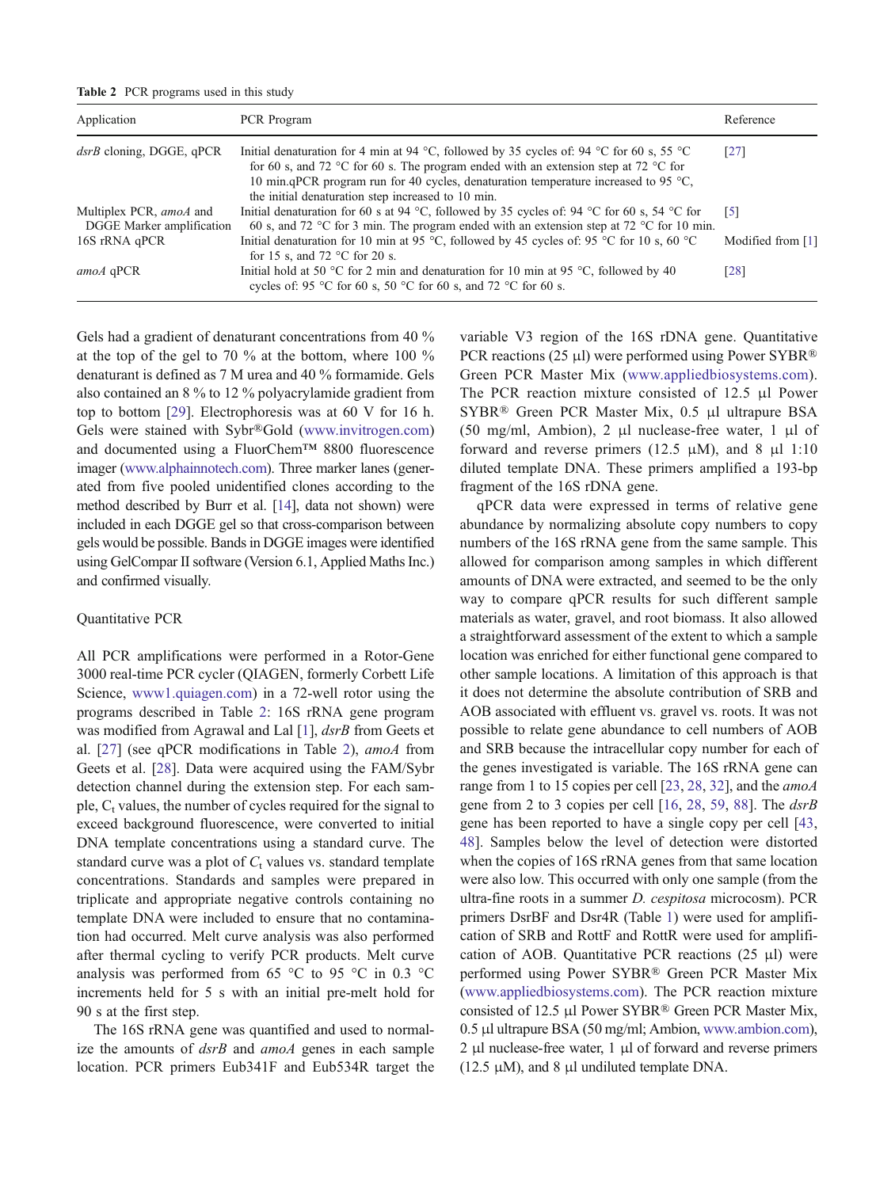Table 2 PCR programs used in this study

| Application | PCR Program | Reference |
|---|---|---|
| *dsrB* cloning, DGGE, qPCR | Initial denaturation for 4 min at 94 °C, followed by 35 cycles of: 94 °C for 60 s, 55 °C for 60 s, and 72 °C for 60 s. The program ended with an extension step at 72 °C for 10 min.qPCR program run for 40 cycles, denaturation temperature increased to 95 °C, the initial denaturation step increased to 10 min. | [27] |
| Multiplex PCR, *amoA* and DGGE Marker amplification | Initial denaturation for 60 s at 94 °C, followed by 35 cycles of: 94 °C for 60 s, 54 °C for 60 s, and 72 °C for 3 min. The program ended with an extension step at 72 °C for 10 min. | [5] |
| 16S rRNA qPCR | Initial denaturation for 10 min at 95 °C, followed by 45 cycles of: 95 °C for 10 s, 60 °C for 15 s, and 72 °C for 20 s. | Modified from [1] |
| *amoA* qPCR | Initial hold at 50 °C for 2 min and denaturation for 10 min at 95 °C, followed by 40 cycles of: 95 °C for 60 s, 50 °C for 60 s, and 72 °C for 60 s. | [28] |

Gels had a gradient of denaturant concentrations from 40 % at the top of the gel to 70 % at the bottom, where 100 % denaturant is defined as 7 M urea and 40 % formamide. Gels also contained an 8 % to 12 % polyacrylamide gradient from top to bottom [29]. Electrophoresis was at 60 V for 16 h. Gels were stained with Sybr®Gold (www.invitrogen.com) and documented using a FluorChem™ 8800 fluorescence imager (www.alphainnotech.com). Three marker lanes (generated from five pooled unidentified clones according to the method described by Burr et al. [14], data not shown) were included in each DGGE gel so that cross-comparison between gels would be possible. Bands in DGGE images were identified using GelCompar II software (Version 6.1, Applied Maths Inc.) and confirmed visually.

## Quantitative PCR

All PCR amplifications were performed in a Rotor-Gene 3000 real-time PCR cycler (QIAGEN, formerly Corbett Life Science, www1.quiagen.com) in a 72-well rotor using the programs described in Table 2: 16S rRNA gene program was modified from Agrawal and Lal [1], *dsrB* from Geets et al. [27] (see qPCR modifications in Table 2), *amoA* from Geets et al. [28]. Data were acquired using the FAM/Sybr detection channel during the extension step. For each sample, $C_t$ values, the number of cycles required for the signal to exceed background fluorescence, were converted to initial DNA template concentrations using a standard curve. The standard curve was a plot of $C_t$ values vs. standard template concentrations. Standards and samples were prepared in triplicate and appropriate negative controls containing no template DNA were included to ensure that no contamination had occurred. Melt curve analysis was also performed after thermal cycling to verify PCR products. Melt curve analysis was performed from 65 °C to 95 °C in 0.3 °C increments held for 5 s with an initial pre-melt hold for 90 s at the first step.

The 16S rRNA gene was quantified and used to normalize the amounts of *dsrB* and *amoA* genes in each sample location. PCR primers Eub341F and Eub534R target the variable V3 region of the 16S rDNA gene. Quantitative PCR reactions (25 μl) were performed using Power SYBR® Green PCR Master Mix (www.appliedbiosystems.com). The PCR reaction mixture consisted of 12.5 μl Power SYBR® Green PCR Master Mix, 0.5 μl ultrapure BSA (50 mg/ml, Ambion), 2 μl nuclease-free water, 1 μl of forward and reverse primers (12.5 μM), and 8 μl 1:10 diluted template DNA. These primers amplified a 193-bp fragment of the 16S rDNA gene.

qPCR data were expressed in terms of relative gene abundance by normalizing absolute copy numbers to copy numbers of the 16S rRNA gene from the same sample. This allowed for comparison among samples in which different amounts of DNA were extracted, and seemed to be the only way to compare qPCR results for such different sample materials as water, gravel, and root biomass. It also allowed a straightforward assessment of the extent to which a sample location was enriched for either functional gene compared to other sample locations. A limitation of this approach is that it does not determine the absolute contribution of SRB and AOB associated with effluent vs. gravel vs. roots. It was not possible to relate gene abundance to cell numbers of AOB and SRB because the intracellular copy number for each of the genes investigated is variable. The 16S rRNA gene can range from 1 to 15 copies per cell [23, 28, 32], and the *amoA* gene from 2 to 3 copies per cell [16, 28, 59, 88]. The *dsrB* gene has been reported to have a single copy per cell [43, 48]. Samples below the level of detection were distorted when the copies of 16S rRNA genes from that same location were also low. This occurred with only one sample (from the ultra-fine roots in a summer *D. cespitosa* microcosm). PCR primers DsrBF and Dsr4R (Table 1) were used for amplification of SRB and RottF and RottR were used for amplification of AOB. Quantitative PCR reactions (25 μl) were performed using Power SYBR® Green PCR Master Mix (www.appliedbiosystems.com). The PCR reaction mixture consisted of 12.5 μl Power SYBR® Green PCR Master Mix, 0.5 μl ultrapure BSA (50 mg/ml; Ambion, www.ambion.com), 2 μl nuclease-free water, 1 μl of forward and reverse primers (12.5 μM), and 8 μl undiluted template DNA.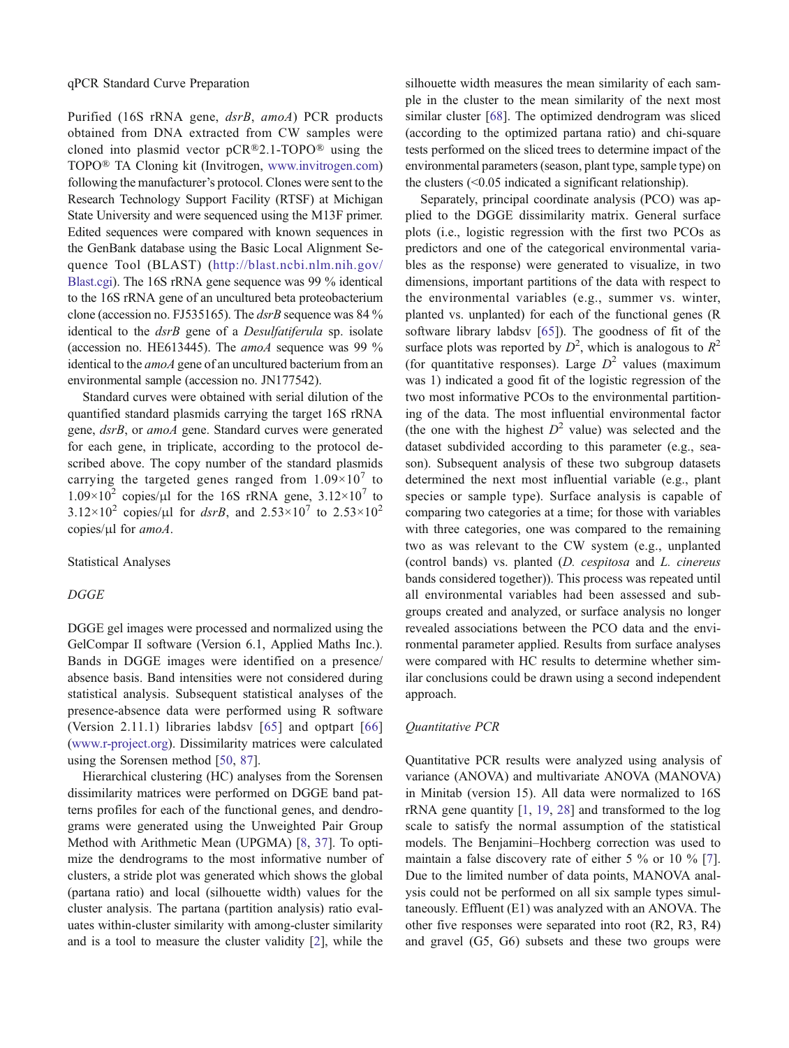qPCR Standard Curve Preparation

Purified (16S rRNA gene, *dsrB*, *amoA*) PCR products obtained from DNA extracted from CW samples were cloned into plasmid vector pCR®2.1-TOPO® using the TOPO® TA Cloning kit (Invitrogen, www.invitrogen.com) following the manufacturer's protocol. Clones were sent to the Research Technology Support Facility (RTSF) at Michigan State University and were sequenced using the M13F primer. Edited sequences were compared with known sequences in the GenBank database using the Basic Local Alignment Sequence Tool (BLAST) (http://blast.ncbi.nlm.nih.gov/Blast.cgi). The 16S rRNA gene sequence was 99 % identical to the 16S rRNA gene of an uncultured beta proteobacterium clone (accession no. FJ535165). The *dsrB* sequence was 84 % identical to the *dsrB* gene of a *Desulfatiferula* sp. isolate (accession no. HE613445). The *amoA* sequence was 99 % identical to the *amoA* gene of an uncultured bacterium from an environmental sample (accession no. JN177542).

Standard curves were obtained with serial dilution of the quantified standard plasmids carrying the target 16S rRNA gene, *dsrB*, or *amoA* gene. Standard curves were generated for each gene, in triplicate, according to the protocol described above. The copy number of the standard plasmids carrying the targeted genes ranged from $1.09\times10^7$ to $1.09\times10^2$ copies/μl for the 16S rRNA gene, $3.12\times10^7$ to $3.12\times10^2$ copies/μl for *dsrB*, and $2.53\times10^7$ to $2.53\times10^2$ copies/μl for *amoA*.

Statistical Analyses

*DGGE*

DGGE gel images were processed and normalized using the GelCompar II software (Version 6.1, Applied Maths Inc.). Bands in DGGE images were identified on a presence/absence basis. Band intensities were not considered during statistical analysis. Subsequent statistical analyses of the presence-absence data were performed using R software (Version 2.11.1) libraries labdsv [65] and optpart [66] (www.r-project.org). Dissimilarity matrices were calculated using the Sorensen method [50, 87].

Hierarchical clustering (HC) analyses from the Sorensen dissimilarity matrices were performed on DGGE band patterns profiles for each of the functional genes, and dendrograms were generated using the Unweighted Pair Group Method with Arithmetic Mean (UPGMA) [8, 37]. To optimize the dendrograms to the most informative number of clusters, a stride plot was generated which shows the global (partana ratio) and local (silhouette width) values for the cluster analysis. The partana (partition analysis) ratio evaluates within-cluster similarity with among-cluster similarity and is a tool to measure the cluster validity [2], while the silhouette width measures the mean similarity of each sample in the cluster to the mean similarity of the next most similar cluster [68]. The optimized dendrogram was sliced (according to the optimized partana ratio) and chi-square tests performed on the sliced trees to determine impact of the environmental parameters (season, plant type, sample type) on the clusters (<0.05 indicated a significant relationship).

Separately, principal coordinate analysis (PCO) was applied to the DGGE dissimilarity matrix. General surface plots (i.e., logistic regression with the first two PCOs as predictors and one of the categorical environmental variables as the response) were generated to visualize, in two dimensions, important partitions of the data with respect to the environmental variables (e.g., summer vs. winter, planted vs. unplanted) for each of the functional genes (R software library labdsv [65]). The goodness of fit of the surface plots was reported by $D^2$, which is analogous to $R^2$ (for quantitative responses). Large $D^2$ values (maximum was 1) indicated a good fit of the logistic regression of the two most informative PCOs to the environmental partitioning of the data. The most influential environmental factor (the one with the highest $D^2$ value) was selected and the dataset subdivided according to this parameter (e.g., season). Subsequent analysis of these two subgroup datasets determined the next most influential variable (e.g., plant species or sample type). Surface analysis is capable of comparing two categories at a time; for those with variables with three categories, one was compared to the remaining two as was relevant to the CW system (e.g., unplanted (control bands) vs. planted (*D. cespitosa* and *L. cinereus* bands considered together)). This process was repeated until all environmental variables had been assessed and subgroups created and analyzed, or surface analysis no longer revealed associations between the PCO data and the environmental parameter applied. Results from surface analyses were compared with HC results to determine whether similar conclusions could be drawn using a second independent approach.

*Quantitative PCR*

Quantitative PCR results were analyzed using analysis of variance (ANOVA) and multivariate ANOVA (MANOVA) in Minitab (version 15). All data were normalized to 16S rRNA gene quantity [1, 19, 28] and transformed to the log scale to satisfy the normal assumption of the statistical models. The Benjamini–Hochberg correction was used to maintain a false discovery rate of either 5 % or 10 % [7]. Due to the limited number of data points, MANOVA analysis could not be performed on all six sample types simultaneously. Effluent (E1) was analyzed with an ANOVA. The other five responses were separated into root (R2, R3, R4) and gravel (G5, G6) subsets and these two groups were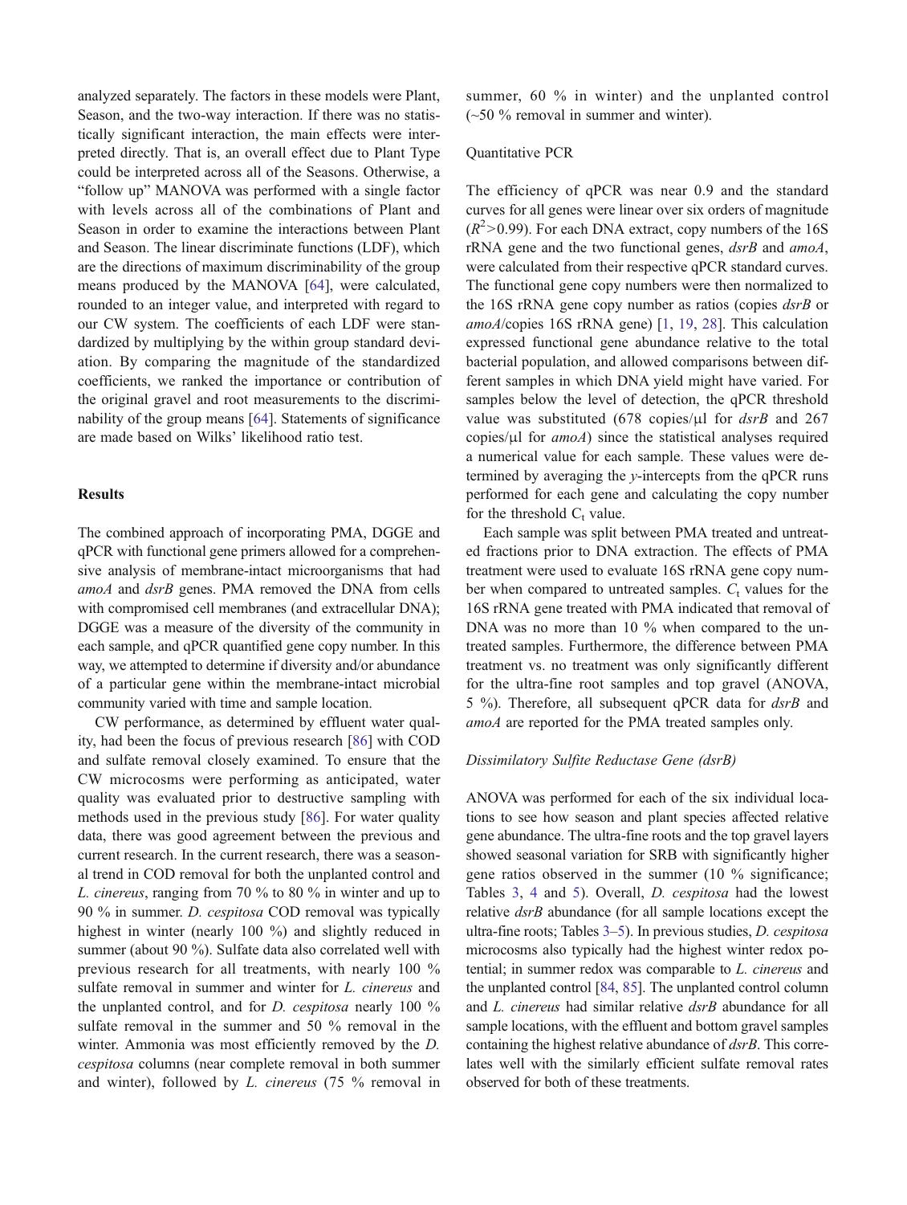analyzed separately. The factors in these models were Plant, Season, and the two-way interaction. If there was no statistically significant interaction, the main effects were interpreted directly. That is, an overall effect due to Plant Type could be interpreted across all of the Seasons. Otherwise, a "follow up" MANOVA was performed with a single factor with levels across all of the combinations of Plant and Season in order to examine the interactions between Plant and Season. The linear discriminate functions (LDF), which are the directions of maximum discriminability of the group means produced by the MANOVA [64], were calculated, rounded to an integer value, and interpreted with regard to our CW system. The coefficients of each LDF were standardized by multiplying by the within group standard deviation. By comparing the magnitude of the standardized coefficients, we ranked the importance or contribution of the original gravel and root measurements to the discriminability of the group means [64]. Statements of significance are made based on Wilks' likelihood ratio test.

## Results

The combined approach of incorporating PMA, DGGE and qPCR with functional gene primers allowed for a comprehensive analysis of membrane-intact microorganisms that had *amoA* and *dsrB* genes. PMA removed the DNA from cells with compromised cell membranes (and extracellular DNA); DGGE was a measure of the diversity of the community in each sample, and qPCR quantified gene copy number. In this way, we attempted to determine if diversity and/or abundance of a particular gene within the membrane-intact microbial community varied with time and sample location.

CW performance, as determined by effluent water quality, had been the focus of previous research [86] with COD and sulfate removal closely examined. To ensure that the CW microcosms were performing as anticipated, water quality was evaluated prior to destructive sampling with methods used in the previous study [86]. For water quality data, there was good agreement between the previous and current research. In the current research, there was a seasonal trend in COD removal for both the unplanted control and *L. cinereus*, ranging from 70 % to 80 % in winter and up to 90 % in summer. *D. cespitosa* COD removal was typically highest in winter (nearly 100 %) and slightly reduced in summer (about 90 %). Sulfate data also correlated well with previous research for all treatments, with nearly 100 % sulfate removal in summer and winter for *L. cinereus* and the unplanted control, and for *D. cespitosa* nearly 100 % sulfate removal in the summer and 50 % removal in the winter. Ammonia was most efficiently removed by the *D. cespitosa* columns (near complete removal in both summer and winter), followed by *L. cinereus* (75 % removal in summer, 60 % in winter) and the unplanted control (~50 % removal in summer and winter).

### Quantitative PCR

The efficiency of qPCR was near 0.9 and the standard curves for all genes were linear over six orders of magnitude ($R^2$>0.99). For each DNA extract, copy numbers of the 16S rRNA gene and the two functional genes, *dsrB* and *amoA*, were calculated from their respective qPCR standard curves. The functional gene copy numbers were then normalized to the 16S rRNA gene copy number as ratios (copies *dsrB* or *amoA*/copies 16S rRNA gene) [1, 19, 28]. This calculation expressed functional gene abundance relative to the total bacterial population, and allowed comparisons between different samples in which DNA yield might have varied. For samples below the level of detection, the qPCR threshold value was substituted (678 copies/μl for *dsrB* and 267 copies/μl for *amoA*) since the statistical analyses required a numerical value for each sample. These values were determined by averaging the *y*-intercepts from the qPCR runs performed for each gene and calculating the copy number for the threshold $C_t$ value.

Each sample was split between PMA treated and untreated fractions prior to DNA extraction. The effects of PMA treatment were used to evaluate 16S rRNA gene copy number when compared to untreated samples. $C_t$ values for the 16S rRNA gene treated with PMA indicated that removal of DNA was no more than 10 % when compared to the untreated samples. Furthermore, the difference between PMA treatment vs. no treatment was only significantly different for the ultra-fine root samples and top gravel (ANOVA, 5 %). Therefore, all subsequent qPCR data for *dsrB* and *amoA* are reported for the PMA treated samples only.

#### Dissimilatory Sulfite Reductase Gene (dsrB)

ANOVA was performed for each of the six individual locations to see how season and plant species affected relative gene abundance. The ultra-fine roots and the top gravel layers showed seasonal variation for SRB with significantly higher gene ratios observed in the summer (10 % significance; Tables 3, 4 and 5). Overall, *D. cespitosa* had the lowest relative *dsrB* abundance (for all sample locations except the ultra-fine roots; Tables 3–5). In previous studies, *D. cespitosa* microcosms also typically had the highest winter redox potential; in summer redox was comparable to *L. cinereus* and the unplanted control [84, 85]. The unplanted control column and *L. cinereus* had similar relative *dsrB* abundance for all sample locations, with the effluent and bottom gravel samples containing the highest relative abundance of *dsrB*. This correlates well with the similarly efficient sulfate removal rates observed for both of these treatments.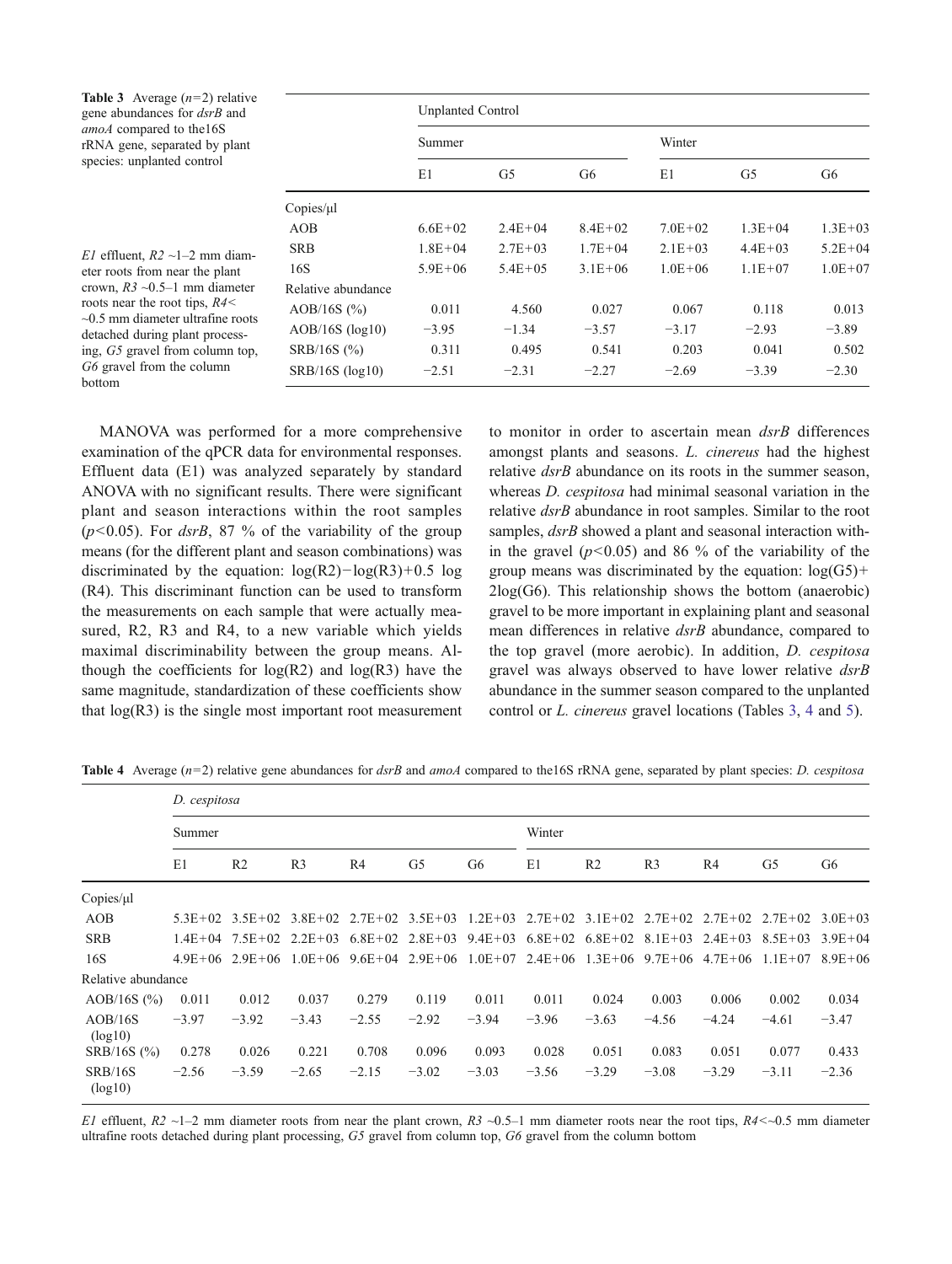**Table 3** Average ($n$=2) relative gene abundances for *dsrB* and *amoA* compared to the16S rRNA gene, separated by plant species: unplanted control

| | Unplanted Control | | | | | |
|---|---|---|---|---|---|---|
| | Summer | | | Winter | | |
| | E1 | G5 | G6 | E1 | G5 | G6 |
| Copies/μl | | | | | | |
| AOB | 6.6E+02 | 2.4E+04 | 8.4E+02 | 7.0E+02 | 1.3E+04 | 1.3E+03 |
| SRB | 1.8E+04 | 2.7E+03 | 1.7E+04 | 2.1E+03 | 4.4E+03 | 5.2E+04 |
| 16S | 5.9E+06 | 5.4E+05 | 3.1E+06 | 1.0E+06 | 1.1E+07 | 1.0E+07 |
| Relative abundance | | | | | | |
| AOB/16S (%) | 0.011 | 4.560 | 0.027 | 0.067 | 0.118 | 0.013 |
| AOB/16S (log10) | −3.95 | −1.34 | −3.57 | −3.17 | −2.93 | −3.89 |
| SRB/16S (%) | 0.311 | 0.495 | 0.541 | 0.203 | 0.041 | 0.502 |
| SRB/16S (log10) | −2.51 | −2.31 | −2.27 | −2.69 | −3.39 | −2.30 |

*E1* effluent, *R2* ~1–2 mm diameter roots from near the plant crown, *R3* ~0.5–1 mm diameter roots near the root tips, *R4*< ~0.5 mm diameter ultrafine roots detached during plant processing, *G5* gravel from column top, *G6* gravel from the column bottom

MANOVA was performed for a more comprehensive examination of the qPCR data for environmental responses. Effluent data (E1) was analyzed separately by standard ANOVA with no significant results. There were significant plant and season interactions within the root samples ($p<0.05$). For *dsrB*, 87 % of the variability of the group means (for the different plant and season combinations) was discriminated by the equation: $\log(R2)-\log(R3)+0.5\ \log(R4)$. This discriminant function can be used to transform the measurements on each sample that were actually measured, R2, R3 and R4, to a new variable which yields maximal discriminability between the group means. Although the coefficients for log(R2) and log(R3) have the same magnitude, standardization of these coefficients show that log(R3) is the single most important root measurement to monitor in order to ascertain mean *dsrB* differences amongst plants and seasons. *L. cinereus* had the highest relative *dsrB* abundance on its roots in the summer season, whereas *D. cespitosa* had minimal seasonal variation in the relative *dsrB* abundance in root samples. Similar to the root samples, *dsrB* showed a plant and seasonal interaction within the gravel ($p<0.05$) and 86 % of the variability of the group means was discriminated by the equation: $\log(G5)+2\log(G6)$. This relationship shows the bottom (anaerobic) gravel to be more important in explaining plant and seasonal mean differences in relative *dsrB* abundance, compared to the top gravel (more aerobic). In addition, *D. cespitosa* gravel was always observed to have lower relative *dsrB* abundance in the summer season compared to the unplanted control or *L. cinereus* gravel locations (Tables 3, 4 and 5).

**Table 4** Average ($n$=2) relative gene abundances for *dsrB* and *amoA* compared to the16S rRNA gene, separated by plant species: *D. cespitosa*

| | *D. cespitosa* | | | | | | | | | | | |
|---|---|---|---|---|---|---|---|---|---|---|---|---|
| | Summer | | | | | | Winter | | | | | |
| | E1 | R2 | R3 | R4 | G5 | G6 | E1 | R2 | R3 | R4 | G5 | G6 |
| Copies/μl | | | | | | | | | | | | |
| AOB | 5.3E+02 | 3.5E+02 | 3.8E+02 | 2.7E+02 | 3.5E+03 | 1.2E+03 | 2.7E+02 | 3.1E+02 | 2.7E+02 | 2.7E+02 | 2.7E+02 | 3.0E+03 |
| SRB | 1.4E+04 | 7.5E+02 | 2.2E+03 | 6.8E+02 | 2.8E+03 | 9.4E+03 | 6.8E+02 | 6.8E+02 | 8.1E+03 | 2.4E+03 | 8.5E+03 | 3.9E+04 |
| 16S | 4.9E+06 | 2.9E+06 | 1.0E+06 | 9.6E+04 | 2.9E+06 | 1.0E+07 | 2.4E+06 | 1.3E+06 | 9.7E+06 | 4.7E+06 | 1.1E+07 | 8.9E+06 |
| Relative abundance | | | | | | | | | | | | |
| AOB/16S (%) | 0.011 | 0.012 | 0.037 | 0.279 | 0.119 | 0.011 | 0.011 | 0.024 | 0.003 | 0.006 | 0.002 | 0.034 |
| AOB/16S (log10) | −3.97 | −3.92 | −3.43 | −2.55 | −2.92 | −3.94 | −3.96 | −3.63 | −4.56 | −4.24 | −4.61 | −3.47 |
| SRB/16S (%) | 0.278 | 0.026 | 0.221 | 0.708 | 0.096 | 0.093 | 0.028 | 0.051 | 0.083 | 0.051 | 0.077 | 0.433 |
| SRB/16S (log10) | −2.56 | −3.59 | −2.65 | −2.15 | −3.02 | −3.03 | −3.56 | −3.29 | −3.08 | −3.29 | −3.11 | −2.36 |

*E1* effluent, *R2* ~1–2 mm diameter roots from near the plant crown, *R3* ~0.5–1 mm diameter roots near the root tips, *R4*<~0.5 mm diameter ultrafine roots detached during plant processing, *G5* gravel from column top, *G6* gravel from the column bottom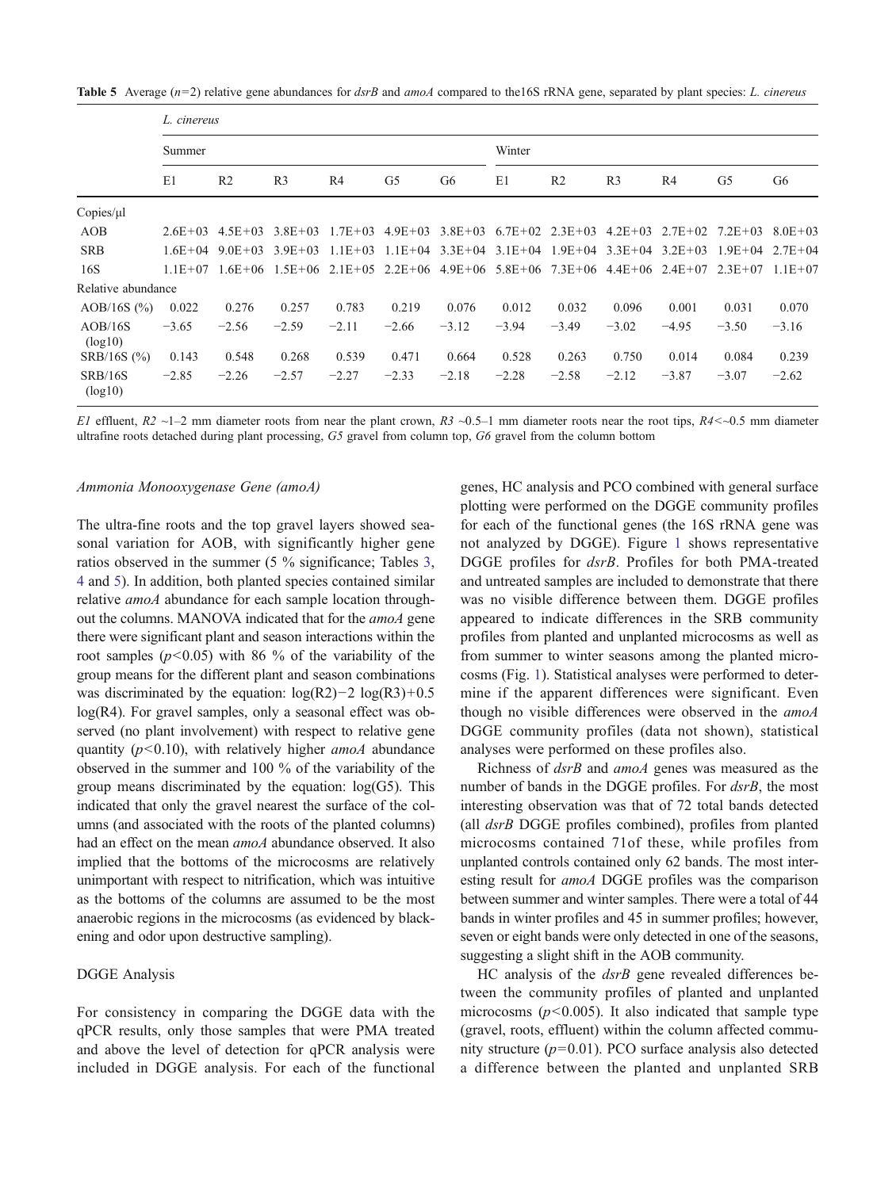**Table 5** Average ($n$=2) relative gene abundances for *dsrB* and *amoA* compared to the16S rRNA gene, separated by plant species: *L. cinereus*

| | *L. cinereus* | | | | | | | | | | | |
|---|---|---|---|---|---|---|---|---|---|---|---|---|
| | Summer | | | | | | Winter | | | | | |
| | E1 | R2 | R3 | R4 | G5 | G6 | E1 | R2 | R3 | R4 | G5 | G6 |
| Copies/μl | | | | | | | | | | | | |
| AOB | 2.6E+03 | 4.5E+03 | 3.8E+03 | 1.7E+03 | 4.9E+03 | 3.8E+03 | 6.7E+02 | 2.3E+03 | 4.2E+03 | 2.7E+02 | 7.2E+03 | 8.0E+03 |
| SRB | 1.6E+04 | 9.0E+03 | 3.9E+03 | 1.1E+03 | 1.1E+04 | 3.3E+04 | 3.1E+04 | 1.9E+04 | 3.3E+04 | 3.2E+03 | 1.9E+04 | 2.7E+04 |
| 16S | 1.1E+07 | 1.6E+06 | 1.5E+06 | 2.1E+05 | 2.2E+06 | 4.9E+06 | 5.8E+06 | 7.3E+06 | 4.4E+06 | 2.4E+07 | 2.3E+07 | 1.1E+07 |
| Relative abundance | | | | | | | | | | | | |
| AOB/16S (%) | 0.022 | 0.276 | 0.257 | 0.783 | 0.219 | 0.076 | 0.012 | 0.032 | 0.096 | 0.001 | 0.031 | 0.070 |
| AOB/16S (log10) | −3.65 | −2.56 | −2.59 | −2.11 | −2.66 | −3.12 | −3.94 | −3.49 | −3.02 | −4.95 | −3.50 | −3.16 |
| SRB/16S (%) | 0.143 | 0.548 | 0.268 | 0.539 | 0.471 | 0.664 | 0.528 | 0.263 | 0.750 | 0.014 | 0.084 | 0.239 |
| SRB/16S (log10) | −2.85 | −2.26 | −2.57 | −2.27 | −2.33 | −2.18 | −2.28 | −2.58 | −2.12 | −3.87 | −3.07 | −2.62 |

*E1* effluent, *R2* ~1–2 mm diameter roots from near the plant crown, *R3* ~0.5–1 mm diameter roots near the root tips, *R4*<~0.5 mm diameter ultrafine roots detached during plant processing, *G5* gravel from column top, *G6* gravel from the column bottom

*Ammonia Monooxygenase Gene (amoA)*

The ultra-fine roots and the top gravel layers showed seasonal variation for AOB, with significantly higher gene ratios observed in the summer (5 % significance; Tables 3, 4 and 5). In addition, both planted species contained similar relative *amoA* abundance for each sample location throughout the columns. MANOVA indicated that for the *amoA* gene there were significant plant and season interactions within the root samples ($p$<0.05) with 86 % of the variability of the group means for the different plant and season combinations was discriminated by the equation: log(R2)−2 log(R3)+0.5 log(R4). For gravel samples, only a seasonal effect was observed (no plant involvement) with respect to relative gene quantity ($p$<0.10), with relatively higher *amoA* abundance observed in the summer and 100 % of the variability of the group means discriminated by the equation: log(G5). This indicated that only the gravel nearest the surface of the columns (and associated with the roots of the planted columns) had an effect on the mean *amoA* abundance observed. It also implied that the bottoms of the microcosms are relatively unimportant with respect to nitrification, which was intuitive as the bottoms of the columns are assumed to be the most anaerobic regions in the microcosms (as evidenced by blackening and odor upon destructive sampling).

DGGE Analysis

For consistency in comparing the DGGE data with the qPCR results, only those samples that were PMA treated and above the level of detection for qPCR analysis were included in DGGE analysis. For each of the functional genes, HC analysis and PCO combined with general surface plotting were performed on the DGGE community profiles for each of the functional genes (the 16S rRNA gene was not analyzed by DGGE). Figure 1 shows representative DGGE profiles for *dsrB*. Profiles for both PMA-treated and untreated samples are included to demonstrate that there was no visible difference between them. DGGE profiles appeared to indicate differences in the SRB community profiles from planted and unplanted microcosms as well as from summer to winter seasons among the planted microcosms (Fig. 1). Statistical analyses were performed to determine if the apparent differences were significant. Even though no visible differences were observed in the *amoA* DGGE community profiles (data not shown), statistical analyses were performed on these profiles also.

Richness of *dsrB* and *amoA* genes was measured as the number of bands in the DGGE profiles. For *dsrB*, the most interesting observation was that of 72 total bands detected (all *dsrB* DGGE profiles combined), profiles from planted microcosms contained 71of these, while profiles from unplanted controls contained only 62 bands. The most interesting result for *amoA* DGGE profiles was the comparison between summer and winter samples. There were a total of 44 bands in winter profiles and 45 in summer profiles; however, seven or eight bands were only detected in one of the seasons, suggesting a slight shift in the AOB community.

HC analysis of the *dsrB* gene revealed differences between the community profiles of planted and unplanted microcosms ($p$<0.005). It also indicated that sample type (gravel, roots, effluent) within the column affected community structure ($p$=0.01). PCO surface analysis also detected a difference between the planted and unplanted SRB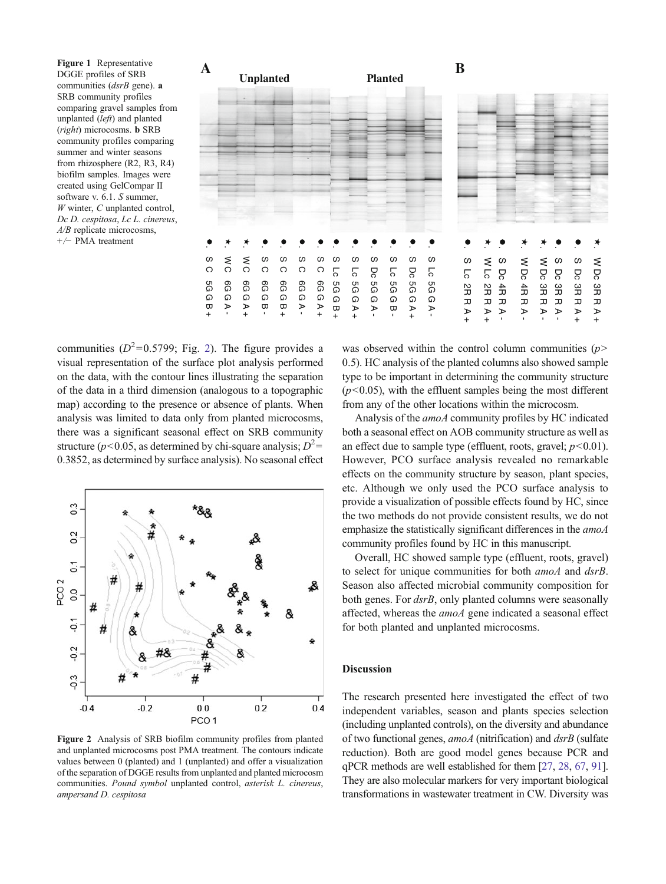Figure 1 Representative DGGE profiles of SRB communities (*dsrB* gene). **a** SRB community profiles comparing gravel samples from unplanted (*left*) and planted (*right*) microcosms. **b** SRB community profiles comparing summer and winter seasons from rhizosphere (R2, R3, R4) biofilm samples. Images were created using GelCompar II software v. 6.1. *S* summer, *W* winter, *C* unplanted control, *Dc D. cespitosa*, *Lc L. cinereus*, *A/B* replicate microcosms, +/− PMA treatment

communities ($D^2$=0.5799; Fig. 2). The figure provides a visual representation of the surface plot analysis performed on the data, with the contour lines illustrating the separation of the data in a third dimension (analogous to a topographic map) according to the presence or absence of plants. When analysis was limited to data only from planted microcosms, there was a significant seasonal effect on SRB community structure ($p$<0.05, as determined by chi-square analysis; $D^2$= 0.3852, as determined by surface analysis). No seasonal effect was observed within the control column communities ($p$> 0.5). HC analysis of the planted columns also showed sample type to be important in determining the community structure ($p$<0.05), with the effluent samples being the most different from any of the other locations within the microcosm.

Figure 2 Analysis of SRB biofilm community profiles from planted and unplanted microcosms post PMA treatment. The contours indicate values between 0 (planted) and 1 (unplanted) and offer a visualization of the separation of DGGE results from unplanted and planted microcosm communities. *Pound symbol* unplanted control, *asterisk L. cinereus*, *ampersand D. cespitosa*

Analysis of the *amoA* community profiles by HC indicated both a seasonal effect on AOB community structure as well as an effect due to sample type (effluent, roots, gravel; $p$<0.01). However, PCO surface analysis revealed no remarkable effects on the community structure by season, plant species, etc. Although we only used the PCO surface analysis to provide a visualization of possible effects found by HC, since the two methods do not provide consistent results, we do not emphasize the statistically significant differences in the *amoA* community profiles found by HC in this manuscript.

Overall, HC showed sample type (effluent, roots, gravel) to select for unique communities for both *amoA* and *dsrB*. Season also affected microbial community composition for both genes. For *dsrB*, only planted columns were seasonally affected, whereas the *amoA* gene indicated a seasonal effect for both planted and unplanted microcosms.

## Discussion

The research presented here investigated the effect of two independent variables, season and plants species selection (including unplanted controls), on the diversity and abundance of two functional genes, *amoA* (nitrification) and *dsrB* (sulfate reduction). Both are good model genes because PCR and qPCR methods are well established for them [27, 28, 67, 91]. They are also molecular markers for very important biological transformations in wastewater treatment in CW. Diversity was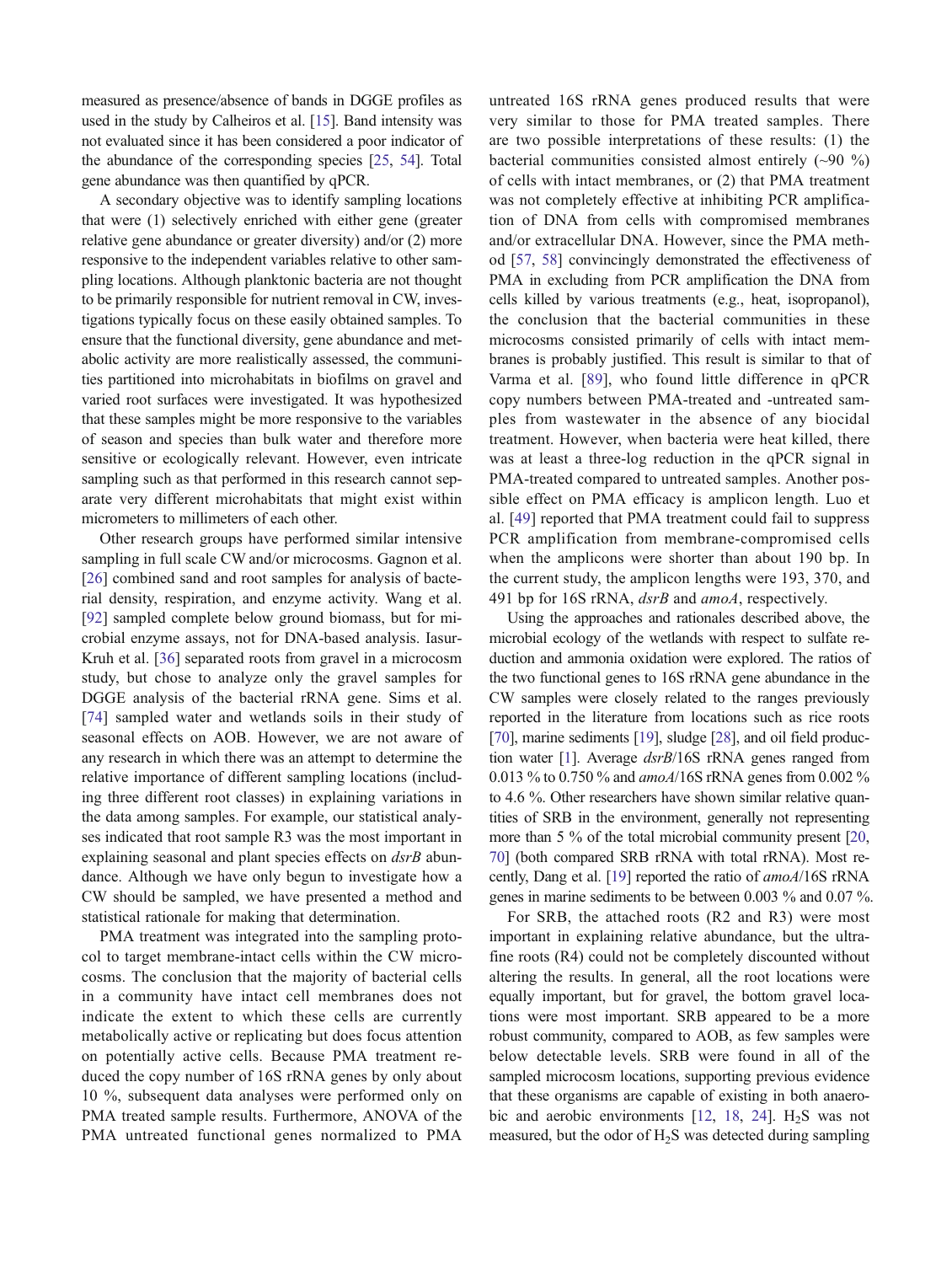measured as presence/absence of bands in DGGE profiles as used in the study by Calheiros et al. [15]. Band intensity was not evaluated since it has been considered a poor indicator of the abundance of the corresponding species [25, 54]. Total gene abundance was then quantified by qPCR.

A secondary objective was to identify sampling locations that were (1) selectively enriched with either gene (greater relative gene abundance or greater diversity) and/or (2) more responsive to the independent variables relative to other sampling locations. Although planktonic bacteria are not thought to be primarily responsible for nutrient removal in CW, investigations typically focus on these easily obtained samples. To ensure that the functional diversity, gene abundance and metabolic activity are more realistically assessed, the communities partitioned into microhabitats in biofilms on gravel and varied root surfaces were investigated. It was hypothesized that these samples might be more responsive to the variables of season and species than bulk water and therefore more sensitive or ecologically relevant. However, even intricate sampling such as that performed in this research cannot separate very different microhabitats that might exist within micrometers to millimeters of each other.

Other research groups have performed similar intensive sampling in full scale CW and/or microcosms. Gagnon et al. [26] combined sand and root samples for analysis of bacterial density, respiration, and enzyme activity. Wang et al. [92] sampled complete below ground biomass, but for microbial enzyme assays, not for DNA-based analysis. Iasur-Kruh et al. [36] separated roots from gravel in a microcosm study, but chose to analyze only the gravel samples for DGGE analysis of the bacterial rRNA gene. Sims et al. [74] sampled water and wetlands soils in their study of seasonal effects on AOB. However, we are not aware of any research in which there was an attempt to determine the relative importance of different sampling locations (including three different root classes) in explaining variations in the data among samples. For example, our statistical analyses indicated that root sample R3 was the most important in explaining seasonal and plant species effects on *dsrB* abundance. Although we have only begun to investigate how a CW should be sampled, we have presented a method and statistical rationale for making that determination.

PMA treatment was integrated into the sampling protocol to target membrane-intact cells within the CW microcosms. The conclusion that the majority of bacterial cells in a community have intact cell membranes does not indicate the extent to which these cells are currently metabolically active or replicating but does focus attention on potentially active cells. Because PMA treatment reduced the copy number of 16S rRNA genes by only about 10 %, subsequent data analyses were performed only on PMA treated sample results. Furthermore, ANOVA of the PMA untreated functional genes normalized to PMA untreated 16S rRNA genes produced results that were very similar to those for PMA treated samples. There are two possible interpretations of these results: (1) the bacterial communities consisted almost entirely (~90 %) of cells with intact membranes, or (2) that PMA treatment was not completely effective at inhibiting PCR amplification of DNA from cells with compromised membranes and/or extracellular DNA. However, since the PMA method [57, 58] convincingly demonstrated the effectiveness of PMA in excluding from PCR amplification the DNA from cells killed by various treatments (e.g., heat, isopropanol), the conclusion that the bacterial communities in these microcosms consisted primarily of cells with intact membranes is probably justified. This result is similar to that of Varma et al. [89], who found little difference in qPCR copy numbers between PMA-treated and -untreated samples from wastewater in the absence of any biocidal treatment. However, when bacteria were heat killed, there was at least a three-log reduction in the qPCR signal in PMA-treated compared to untreated samples. Another possible effect on PMA efficacy is amplicon length. Luo et al. [49] reported that PMA treatment could fail to suppress PCR amplification from membrane-compromised cells when the amplicons were shorter than about 190 bp. In the current study, the amplicon lengths were 193, 370, and 491 bp for 16S rRNA, *dsrB* and *amoA*, respectively.

Using the approaches and rationales described above, the microbial ecology of the wetlands with respect to sulfate reduction and ammonia oxidation were explored. The ratios of the two functional genes to 16S rRNA gene abundance in the CW samples were closely related to the ranges previously reported in the literature from locations such as rice roots [70], marine sediments [19], sludge [28], and oil field production water [1]. Average *dsrB*/16S rRNA genes ranged from 0.013 % to 0.750 % and *amoA*/16S rRNA genes from 0.002 % to 4.6 %. Other researchers have shown similar relative quantities of SRB in the environment, generally not representing more than 5 % of the total microbial community present [20, 70] (both compared SRB rRNA with total rRNA). Most recently, Dang et al. [19] reported the ratio of *amoA*/16S rRNA genes in marine sediments to be between 0.003 % and 0.07 %.

For SRB, the attached roots (R2 and R3) were most important in explaining relative abundance, but the ultrafine roots (R4) could not be completely discounted without altering the results. In general, all the root locations were equally important, but for gravel, the bottom gravel locations were most important. SRB appeared to be a more robust community, compared to AOB, as few samples were below detectable levels. SRB were found in all of the sampled microcosm locations, supporting previous evidence that these organisms are capable of existing in both anaerobic and aerobic environments [12, 18, 24]. $H_2S$ was not measured, but the odor of $H_2S$ was detected during sampling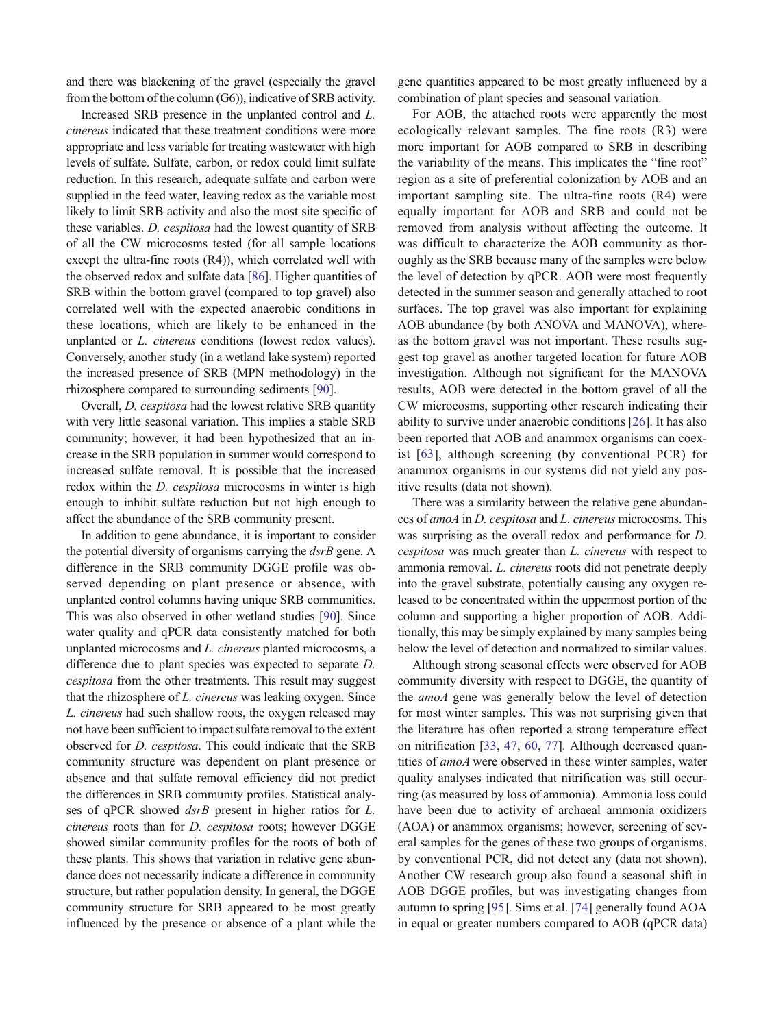and there was blackening of the gravel (especially the gravel from the bottom of the column (G6)), indicative of SRB activity.

Increased SRB presence in the unplanted control and *L. cinereus* indicated that these treatment conditions were more appropriate and less variable for treating wastewater with high levels of sulfate. Sulfate, carbon, or redox could limit sulfate reduction. In this research, adequate sulfate and carbon were supplied in the feed water, leaving redox as the variable most likely to limit SRB activity and also the most site specific of these variables. *D. cespitosa* had the lowest quantity of SRB of all the CW microcosms tested (for all sample locations except the ultra-fine roots (R4)), which correlated well with the observed redox and sulfate data [86]. Higher quantities of SRB within the bottom gravel (compared to top gravel) also correlated well with the expected anaerobic conditions in these locations, which are likely to be enhanced in the unplanted or *L. cinereus* conditions (lowest redox values). Conversely, another study (in a wetland lake system) reported the increased presence of SRB (MPN methodology) in the rhizosphere compared to surrounding sediments [90].

Overall, *D. cespitosa* had the lowest relative SRB quantity with very little seasonal variation. This implies a stable SRB community; however, it had been hypothesized that an increase in the SRB population in summer would correspond to increased sulfate removal. It is possible that the increased redox within the *D. cespitosa* microcosms in winter is high enough to inhibit sulfate reduction but not high enough to affect the abundance of the SRB community present.

In addition to gene abundance, it is important to consider the potential diversity of organisms carrying the *dsrB* gene. A difference in the SRB community DGGE profile was observed depending on plant presence or absence, with unplanted control columns having unique SRB communities. This was also observed in other wetland studies [90]. Since water quality and qPCR data consistently matched for both unplanted microcosms and *L. cinereus* planted microcosms, a difference due to plant species was expected to separate *D. cespitosa* from the other treatments. This result may suggest that the rhizosphere of *L. cinereus* was leaking oxygen. Since *L. cinereus* had such shallow roots, the oxygen released may not have been sufficient to impact sulfate removal to the extent observed for *D. cespitosa*. This could indicate that the SRB community structure was dependent on plant presence or absence and that sulfate removal efficiency did not predict the differences in SRB community profiles. Statistical analyses of qPCR showed *dsrB* present in higher ratios for *L. cinereus* roots than for *D. cespitosa* roots; however DGGE showed similar community profiles for the roots of both of these plants. This shows that variation in relative gene abundance does not necessarily indicate a difference in community structure, but rather population density. In general, the DGGE community structure for SRB appeared to be most greatly influenced by the presence or absence of a plant while the gene quantities appeared to be most greatly influenced by a combination of plant species and seasonal variation.

For AOB, the attached roots were apparently the most ecologically relevant samples. The fine roots (R3) were more important for AOB compared to SRB in describing the variability of the means. This implicates the "fine root" region as a site of preferential colonization by AOB and an important sampling site. The ultra-fine roots (R4) were equally important for AOB and SRB and could not be removed from analysis without affecting the outcome. It was difficult to characterize the AOB community as thoroughly as the SRB because many of the samples were below the level of detection by qPCR. AOB were most frequently detected in the summer season and generally attached to root surfaces. The top gravel was also important for explaining AOB abundance (by both ANOVA and MANOVA), whereas the bottom gravel was not important. These results suggest top gravel as another targeted location for future AOB investigation. Although not significant for the MANOVA results, AOB were detected in the bottom gravel of all the CW microcosms, supporting other research indicating their ability to survive under anaerobic conditions [26]. It has also been reported that AOB and anammox organisms can coexist [63], although screening (by conventional PCR) for anammox organisms in our systems did not yield any positive results (data not shown).

There was a similarity between the relative gene abundances of *amoA* in *D. cespitosa* and *L. cinereus* microcosms. This was surprising as the overall redox and performance for *D. cespitosa* was much greater than *L. cinereus* with respect to ammonia removal. *L. cinereus* roots did not penetrate deeply into the gravel substrate, potentially causing any oxygen released to be concentrated within the uppermost portion of the column and supporting a higher proportion of AOB. Additionally, this may be simply explained by many samples being below the level of detection and normalized to similar values.

Although strong seasonal effects were observed for AOB community diversity with respect to DGGE, the quantity of the *amoA* gene was generally below the level of detection for most winter samples. This was not surprising given that the literature has often reported a strong temperature effect on nitrification [33, 47, 60, 77]. Although decreased quantities of *amoA* were observed in these winter samples, water quality analyses indicated that nitrification was still occurring (as measured by loss of ammonia). Ammonia loss could have been due to activity of archaeal ammonia oxidizers (AOA) or anammox organisms; however, screening of several samples for the genes of these two groups of organisms, by conventional PCR, did not detect any (data not shown). Another CW research group also found a seasonal shift in AOB DGGE profiles, but was investigating changes from autumn to spring [95]. Sims et al. [74] generally found AOA in equal or greater numbers compared to AOB (qPCR data)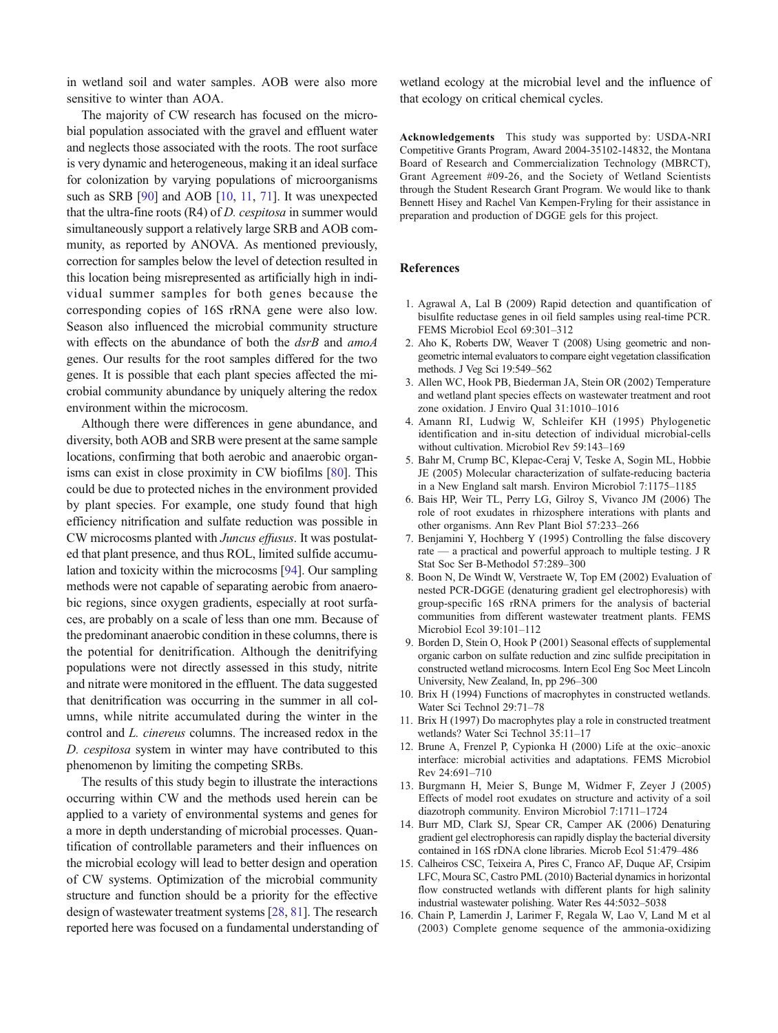in wetland soil and water samples. AOB were also more sensitive to winter than AOA.

The majority of CW research has focused on the microbial population associated with the gravel and effluent water and neglects those associated with the roots. The root surface is very dynamic and heterogeneous, making it an ideal surface for colonization by varying populations of microorganisms such as SRB [90] and AOB [10, 11, 71]. It was unexpected that the ultra-fine roots (R4) of *D. cespitosa* in summer would simultaneously support a relatively large SRB and AOB community, as reported by ANOVA. As mentioned previously, correction for samples below the level of detection resulted in this location being misrepresented as artificially high in individual summer samples for both genes because the corresponding copies of 16S rRNA gene were also low. Season also influenced the microbial community structure with effects on the abundance of both the *dsrB* and *amoA* genes. Our results for the root samples differed for the two genes. It is possible that each plant species affected the microbial community abundance by uniquely altering the redox environment within the microcosm.

Although there were differences in gene abundance, and diversity, both AOB and SRB were present at the same sample locations, confirming that both aerobic and anaerobic organisms can exist in close proximity in CW biofilms [80]. This could be due to protected niches in the environment provided by plant species. For example, one study found that high efficiency nitrification and sulfate reduction was possible in CW microcosms planted with *Juncus effusus*. It was postulated that plant presence, and thus ROL, limited sulfide accumulation and toxicity within the microcosms [94]. Our sampling methods were not capable of separating aerobic from anaerobic regions, since oxygen gradients, especially at root surfaces, are probably on a scale of less than one mm. Because of the predominant anaerobic condition in these columns, there is the potential for denitrification. Although the denitrifying populations were not directly assessed in this study, nitrite and nitrate were monitored in the effluent. The data suggested that denitrification was occurring in the summer in all columns, while nitrite accumulated during the winter in the control and *L. cinereus* columns. The increased redox in the *D. cespitosa* system in winter may have contributed to this phenomenon by limiting the competing SRBs.

The results of this study begin to illustrate the interactions occurring within CW and the methods used herein can be applied to a variety of environmental systems and genes for a more in depth understanding of microbial processes. Quantification of controllable parameters and their influences on the microbial ecology will lead to better design and operation of CW systems. Optimization of the microbial community structure and function should be a priority for the effective design of wastewater treatment systems [28, 81]. The research reported here was focused on a fundamental understanding of wetland ecology at the microbial level and the influence of that ecology on critical chemical cycles.

**Acknowledgements** This study was supported by: USDA-NRI Competitive Grants Program, Award 2004-35102-14832, the Montana Board of Research and Commercialization Technology (MBRCT), Grant Agreement #09-26, and the Society of Wetland Scientists through the Student Research Grant Program. We would like to thank Bennett Hisey and Rachel Van Kempen-Fryling for their assistance in preparation and production of DGGE gels for this project.

## References

1. Agrawal A, Lal B (2009) Rapid detection and quantification of bisulfite reductase genes in oil field samples using real-time PCR. FEMS Microbiol Ecol 69:301–312
2. Aho K, Roberts DW, Weaver T (2008) Using geometric and non-geometric internal evaluators to compare eight vegetation classification methods. J Veg Sci 19:549–562
3. Allen WC, Hook PB, Biederman JA, Stein OR (2002) Temperature and wetland plant species effects on wastewater treatment and root zone oxidation. J Enviro Qual 31:1010–1016
4. Amann RI, Ludwig W, Schleifer KH (1995) Phylogenetic identification and in-situ detection of individual microbial-cells without cultivation. Microbiol Rev 59:143–169
5. Bahr M, Crump BC, Klepac-Ceraj V, Teske A, Sogin ML, Hobbie JE (2005) Molecular characterization of sulfate-reducing bacteria in a New England salt marsh. Environ Microbiol 7:1175–1185
6. Bais HP, Weir TL, Perry LG, Gilroy S, Vivanco JM (2006) The role of root exudates in rhizosphere interations with plants and other organisms. Ann Rev Plant Biol 57:233–266
7. Benjamini Y, Hochberg Y (1995) Controlling the false discovery rate — a practical and powerful approach to multiple testing. J R Stat Soc Ser B-Methodol 57:289–300
8. Boon N, De Windt W, Verstraete W, Top EM (2002) Evaluation of nested PCR-DGGE (denaturing gradient gel electrophoresis) with group-specific 16S rRNA primers for the analysis of bacterial communities from different wastewater treatment plants. FEMS Microbiol Ecol 39:101–112
9. Borden D, Stein O, Hook P (2001) Seasonal effects of supplemental organic carbon on sulfate reduction and zinc sulfide precipitation in constructed wetland microcosms. Intern Ecol Eng Soc Meet Lincoln University, New Zealand, In, pp 296–300
10. Brix H (1994) Functions of macrophytes in constructed wetlands. Water Sci Technol 29:71–78
11. Brix H (1997) Do macrophytes play a role in constructed treatment wetlands? Water Sci Technol 35:11–17
12. Brune A, Frenzel P, Cypionka H (2000) Life at the oxic–anoxic interface: microbial activities and adaptations. FEMS Microbiol Rev 24:691–710
13. Burgmann H, Meier S, Bunge M, Widmer F, Zeyer J (2005) Effects of model root exudates on structure and activity of a soil diazotroph community. Environ Microbiol 7:1711–1724
14. Burr MD, Clark SJ, Spear CR, Camper AK (2006) Denaturing gradient gel electrophoresis can rapidly display the bacterial diversity contained in 16S rDNA clone libraries. Microb Ecol 51:479–486
15. Calheiros CSC, Teixeira A, Pires C, Franco AF, Duque AF, Crsipim LFC, Moura SC, Castro PML (2010) Bacterial dynamics in horizontal flow constructed wetlands with different plants for high salinity industrial wastewater polishing. Water Res 44:5032–5038
16. Chain P, Lamerdin J, Larimer F, Regala W, Lao V, Land M et al (2003) Complete genome sequence of the ammonia-oxidizing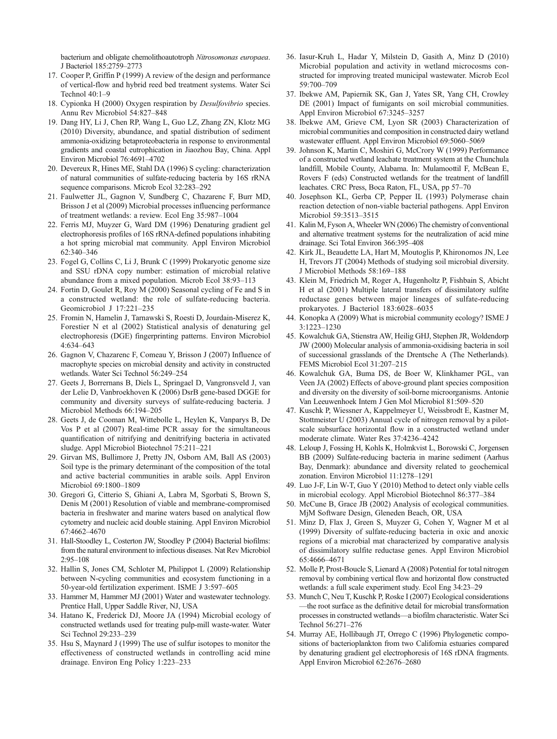bacterium and obligate chemolithoautotroph *Nitrosomonas europaea*. J Bacteriol 185:2759–2773

17. Cooper P, Griffin P (1999) A review of the design and performance of vertical-flow and hybrid reed bed treatment systems. Water Sci Technol 40:1–9
18. Cypionka H (2000) Oxygen respiration by *Desulfovibrio* species. Annu Rev Microbiol 54:827–848
19. Dang HY, Li J, Chen RP, Wang L, Guo LZ, Zhang ZN, Klotz MG (2010) Diversity, abundance, and spatial distribution of sediment ammonia-oxidizing betaproteobacteria in response to environmental gradients and coastal eutrophication in Jiaozhou Bay, China. Appl Environ Microbiol 76:4691–4702
20. Devereux R, Hines ME, Stahl DA (1996) S cycling: characterization of natural communities of sulfate-reducing bacteria by 16S rRNA sequence comparisons. Microb Ecol 32:283–292
21. Faulwetter JL, Gagnon V, Sundberg C, Chazarenc F, Burr MD, Brisson J et al (2009) Microbial processes influencing performance of treatment wetlands: a review. Ecol Eng 35:987–1004
22. Ferris MJ, Muyzer G, Ward DM (1996) Denaturing gradient gel electrophoresis profiles of 16S rRNA-defined populations inhabiting a hot spring microbial mat community. Appl Environ Microbiol 62:340–346
23. Fogel G, Collins C, Li J, Brunk C (1999) Prokaryotic genome size and SSU rDNA copy number: estimation of microbial relative abundance from a mixed population. Microb Ecol 38:93–113
24. Fortin D, Goulet R, Roy M (2000) Seasonal cycling of Fe and S in a constructed wetland: the role of sulfate-reducing bacteria. Geomicrobiol J 17:221–235
25. Fromin N, Hamelin J, Tarnawski S, Roesti D, Jourdain-Miserez K, Forestier N et al (2002) Statistical analysis of denaturing gel electrophoresis (DGE) fingerprinting patterns. Environ Microbiol 4:634–643
26. Gagnon V, Chazarenc F, Comeau Y, Brisson J (2007) Influence of macrophyte species on microbial density and activity in constructed wetlands. Water Sci Technol 56:249–254
27. Geets J, Borrernans B, Diels L, Springael D, Vangronsveld J, van der Lelie D, Vanbroekhoven K (2006) DsrB gene-based DGGE for community and diversity surveys of sulfate-reducing bacteria. J Microbiol Methods 66:194–205
28. Geets J, de Cooman M, Wittebolle L, Heylen K, Vanparys B, De Vos P et al (2007) Real-time PCR assay for the simultaneous quantification of nitrifying and denitrifying bacteria in activated sludge. Appl Microbiol Biotechnol 75:211–221
29. Girvan MS, Bullimore J, Pretty JN, Osborn AM, Ball AS (2003) Soil type is the primary determinant of the composition of the total and active bacterial communities in arable soils. Appl Environ Microbiol 69:1800–1809
30. Gregori G, Citterio S, Ghiani A, Labra M, Sgorbati S, Brown S, Denis M (2001) Resolution of viable and membrane-compromised bacteria in freshwater and marine waters based on analytical flow cytometry and nucleic acid double staining. Appl Environ Microbiol 67:4662–4670
31. Hall-Stoodley L, Costerton JW, Stoodley P (2004) Bacterial biofilms: from the natural environment to infectious diseases. Nat Rev Microbiol 2:95–108
32. Hallin S, Jones CM, Schloter M, Philippot L (2009) Relationship between N-cycling communities and ecosystem functioning in a 50-year-old fertilization experiment. ISME J 3:597–605
33. Hammer M, Hammer MJ (2001) Water and wastewater technology. Prentice Hall, Upper Saddle River, NJ, USA
34. Hatano K, Frederick DJ, Moore JA (1994) Microbial ecology of constructed wetlands used for treating pulp-mill waste-water. Water Sci Technol 29:233–239
35. Hsu S, Maynard J (1999) The use of sulfur isotopes to monitor the effectiveness of constructed wetlands in controlling acid mine drainage. Environ Eng Policy 1:223–233
36. Iasur-Kruh L, Hadar Y, Milstein D, Gasith A, Minz D (2010) Microbial population and activity in wetland microcosms constructed for improving treated municipal wastewater. Microb Ecol 59:700–709
37. Ibekwe AM, Papiernik SK, Gan J, Yates SR, Yang CH, Crowley DE (2001) Impact of fumigants on soil microbial communities. Appl Environ Microbiol 67:3245–3257
38. Ibekwe AM, Grieve CM, Lyon SR (2003) Characterization of microbial communities and composition in constructed dairy wetland wastewater effluent. Appl Environ Microbiol 69:5060–5069
39. Johnson K, Martin C, Moshiri G, McCrory W (1999) Performance of a constructed wetland leachate treatment system at the Chunchula landfill, Mobile County, Alabama. In: Mulamoottil F, McBean E, Rovers F (eds) Constructed wetlands for the treatment of landfill leachates. CRC Press, Boca Raton, FL, USA, pp 57–70
40. Josephson KL, Gerba CP, Pepper IL (1993) Polymerase chain reaction detection of non-viable bacterial pathogens. Appl Environ Microbiol 59:3513–3515
41. Kalin M, Fyson A, Wheeler WN (2006) The chemistry of conventional and alternative treatment systems for the neutralization of acid mine drainage. Sci Total Environ 366:395–408
42. Kirk JL, Beaudette LA, Hart M, Moutoglis P, Khironomos JN, Lee H, Trevors JT (2004) Methods of studying soil microbial diversity. J Microbiol Methods 58:169–188
43. Klein M, Friedrich M, Roger A, Hugenholtz P, Fishbain S, Abicht H et al (2001) Multiple lateral transfers of dissimilatory sulfite reductase genes between major lineages of sulfate-reducing prokaryotes. J Bacteriol 183:6028–6035
44. Konopka A (2009) What is microbial community ecology? ISME J 3:1223–1230
45. Kowalchuk GA, Stienstra AW, Heilig GHJ, Stephen JR, Woldendorp JW (2000) Molecular analysis of ammonia-oxidising bacteria in soil of successional grasslands of the Drentsche A (The Netherlands). FEMS Microbiol Ecol 31:207–215
46. Kowalchuk GA, Buma DS, de Boer W, Klinkhamer PGL, van Veen JA (2002) Effects of above-ground plant species composition and diversity on the diversity of soil-borne microorganisms. Antonie Van Leeuwenhoek Intern J Gen Mol Microbiol 81:509–520
47. Kuschk P, Wiessner A, Kappelmeyer U, Weissbrodt E, Kastner M, Stottmeister U (2003) Annual cycle of nitrogen removal by a pilot-scale subsurface horizontal flow in a constructed wetland under moderate climate. Water Res 37:4236–4242
48. Leloup J, Fossing H, Kohls K, Holmkvist L, Borowski C, Jorgensen BB (2009) Sulfate-reducing bacteria in marine sediment (Aarhus Bay, Denmark): abundance and diversity related to geochemical zonation. Environ Microbiol 11:1278–1291
49. Luo J-F, Lin W-T, Guo Y (2010) Method to detect only viable cells in microbial ecology. Appl Microbiol Biotechnol 86:377–384
50. McCune B, Grace JB (2002) Analysis of ecological communities. MjM Software Design, Gleneden Beach, OR, USA
51. Minz D, Flax J, Green S, Muyzer G, Cohen Y, Wagner M et al (1999) Diversity of sulfate-reducing bacteria in oxic and anoxic regions of a microbial mat characterized by comparative analysis of dissimilatory sulfite reductase genes. Appl Environ Microbiol 65:4666–4671
52. Molle P, Prost-Boucle S, Lienard A (2008) Potential for total nitrogen removal by combining vertical flow and horizontal flow constructed wetlands: a full scale experiment study. Ecol Eng 34:23–29
53. Munch C, Neu T, Kuschk P, Roske I (2007) Ecological considerations—the root surface as the definitive detail for microbial transformation processes in constructed wetlands—a biofilm characteristic. Water Sci Technol 56:271–276
54. Murray AE, Hollibaugh JT, Orrego C (1996) Phylogenetic compositions of bacterioplankton from two California estuaries compared by denaturing gradient gel electrophoresis of 16S rDNA fragments. Appl Environ Microbiol 62:2676–2680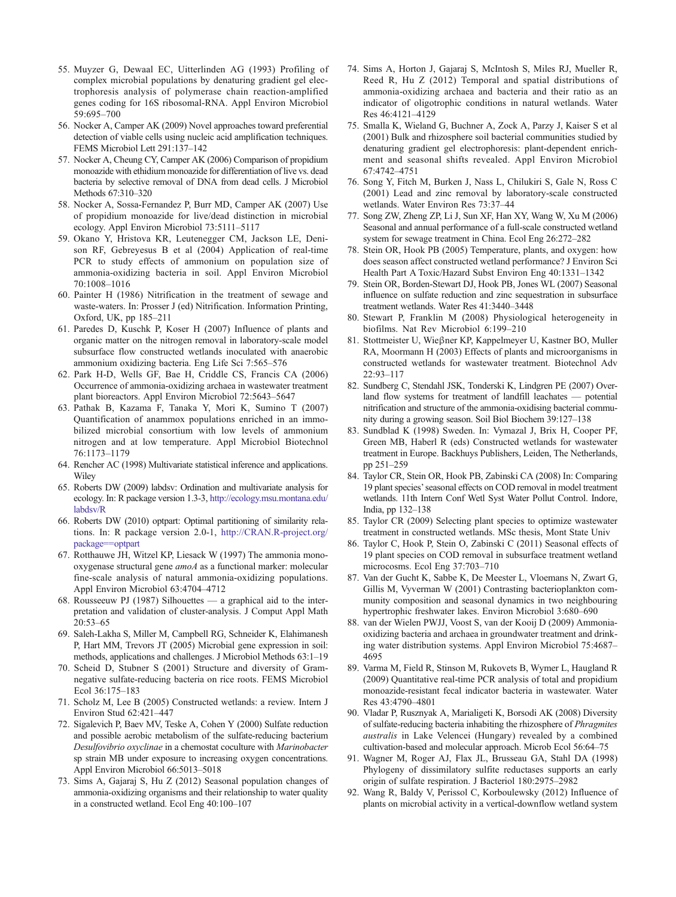55. Muyzer G, Dewaal EC, Uitterlinden AG (1993) Profiling of complex microbial populations by denaturing gradient gel electrophoresis analysis of polymerase chain reaction-amplified genes coding for 16S ribosomal-RNA. Appl Environ Microbiol 59:695–700
56. Nocker A, Camper AK (2009) Novel approaches toward preferential detection of viable cells using nucleic acid amplification techniques. FEMS Microbiol Lett 291:137–142
57. Nocker A, Cheung CY, Camper AK (2006) Comparison of propidium monoazide with ethidium monoazide for differentiation of live vs. dead bacteria by selective removal of DNA from dead cells. J Microbiol Methods 67:310–320
58. Nocker A, Sossa-Fernandez P, Burr MD, Camper AK (2007) Use of propidium monoazide for live/dead distinction in microbial ecology. Appl Environ Microbiol 73:5111–5117
59. Okano Y, Hristova KR, Leutenegger CM, Jackson LE, Denison RF, Gebreyesus B et al (2004) Application of real-time PCR to study effects of ammonium on population size of ammonia-oxidizing bacteria in soil. Appl Environ Microbiol 70:1008–1016
60. Painter H (1986) Nitrification in the treatment of sewage and waste-waters. In: Prosser J (ed) Nitrification. Information Printing, Oxford, UK, pp 185–211
61. Paredes D, Kuschk P, Koser H (2007) Influence of plants and organic matter on the nitrogen removal in laboratory-scale model subsurface flow constructed wetlands inoculated with anaerobic ammonium oxidizing bacteria. Eng Life Sci 7:565–576
62. Park H-D, Wells GF, Bae H, Criddle CS, Francis CA (2006) Occurrence of ammonia-oxidizing archaea in wastewater treatment plant bioreactors. Appl Environ Microbiol 72:5643–5647
63. Pathak B, Kazama F, Tanaka Y, Mori K, Sumino T (2007) Quantification of anammox populations enriched in an immobilized microbial consortium with low levels of ammonium nitrogen and at low temperature. Appl Microbiol Biotechnol 76:1173–1179
64. Rencher AC (1998) Multivariate statistical inference and applications. Wiley
65. Roberts DW (2009) labdsv: Ordination and multivariate analysis for ecology. In: R package version 1.3-3, http://ecology.msu.montana.edu/labdsv/R
66. Roberts DW (2010) optpart: Optimal partitioning of similarity relations. In: R package version 2.0-1, http://CRAN.R-project.org/package==optpart
67. Rotthauwe JH, Witzel KP, Liesack W (1997) The ammonia monooxygenase structural gene *amoA* as a functional marker: molecular fine-scale analysis of natural ammonia-oxidizing populations. Appl Environ Microbiol 63:4704–4712
68. Rousseeuw PJ (1987) Silhouettes — a graphical aid to the interpretation and validation of cluster-analysis. J Comput Appl Math 20:53–65
69. Saleh-Lakha S, Miller M, Campbell RG, Schneider K, Elahimanesh P, Hart MM, Trevors JT (2005) Microbial gene expression in soil: methods, applications and challenges. J Microbiol Methods 63:1–19
70. Scheid D, Stubner S (2001) Structure and diversity of Gram-negative sulfate-reducing bacteria on rice roots. FEMS Microbiol Ecol 36:175–183
71. Scholz M, Lee B (2005) Constructed wetlands: a review. Intern J Environ Stud 62:421–447
72. Sigalevich P, Baev MV, Teske A, Cohen Y (2000) Sulfate reduction and possible aerobic metabolism of the sulfate-reducing bacterium *Desulfovibrio oxyclinae* in a chemostat coculture with *Marinobacter* sp strain MB under exposure to increasing oxygen concentrations. Appl Environ Microbiol 66:5013–5018
73. Sims A, Gajaraj S, Hu Z (2012) Seasonal population changes of ammonia-oxidizing organisms and their relationship to water quality in a constructed wetland. Ecol Eng 40:100–107
74. Sims A, Horton J, Gajaraj S, McIntosh S, Miles RJ, Mueller R, Reed R, Hu Z (2012) Temporal and spatial distributions of ammonia-oxidizing archaea and bacteria and their ratio as an indicator of oligotrophic conditions in natural wetlands. Water Res 46:4121–4129
75. Smalla K, Wieland G, Buchner A, Zock A, Parzy J, Kaiser S et al (2001) Bulk and rhizosphere soil bacterial communities studied by denaturing gradient gel electrophoresis: plant-dependent enrichment and seasonal shifts revealed. Appl Environ Microbiol 67:4742–4751
76. Song Y, Fitch M, Burken J, Nass L, Chilukiri S, Gale N, Ross C (2001) Lead and zinc removal by laboratory-scale constructed wetlands. Water Environ Res 73:37–44
77. Song ZW, Zheng ZP, Li J, Sun XF, Han XY, Wang W, Xu M (2006) Seasonal and annual performance of a full-scale constructed wetland system for sewage treatment in China. Ecol Eng 26:272–282
78. Stein OR, Hook PB (2005) Temperature, plants, and oxygen: how does season affect constructed wetland performance? J Environ Sci Health Part A Toxic/Hazard Subst Environ Eng 40:1331–1342
79. Stein OR, Borden-Stewart DJ, Hook PB, Jones WL (2007) Seasonal influence on sulfate reduction and zinc sequestration in subsurface treatment wetlands. Water Res 41:3440–3448
80. Stewart P, Franklin M (2008) Physiological heterogeneity in biofilms. Nat Rev Microbiol 6:199–210
81. Stottmeister U, Wieβner KP, Kappelmeyer U, Kastner BO, Muller RA, Moormann H (2003) Effects of plants and microorganisms in constructed wetlands for wastewater treatment. Biotechnol Adv 22:93–117
82. Sundberg C, Stendahl JSK, Tonderski K, Lindgren PE (2007) Overland flow systems for treatment of landfill leachates — potential nitrification and structure of the ammonia-oxidising bacterial community during a growing season. Soil Biol Biochem 39:127–138
83. Sundblad K (1998) Sweden. In: Vymazal J, Brix H, Cooper PF, Green MB, Haberl R (eds) Constructed wetlands for wastewater treatment in Europe. Backhuys Publishers, Leiden, The Netherlands, pp 251–259
84. Taylor CR, Stein OR, Hook PB, Zabinski CA (2008) In: Comparing 19 plant species' seasonal effects on COD removal in model treatment wetlands. 11th Intern Conf Wetl Syst Water Pollut Control. Indore, India, pp 132–138
85. Taylor CR (2009) Selecting plant species to optimize wastewater treatment in constructed wetlands. MSc thesis, Mont State Univ
86. Taylor C, Hook P, Stein O, Zabinski C (2011) Seasonal effects of 19 plant species on COD removal in subsurface treatment wetland microcosms. Ecol Eng 37:703–710
87. Van der Gucht K, Sabbe K, De Meester L, Vloemans N, Zwart G, Gillis M, Vyverman W (2001) Contrasting bacterioplankton community composition and seasonal dynamics in two neighbouring hypertrophic freshwater lakes. Environ Microbiol 3:680–690
88. van der Wielen PWJJ, Voost S, van der Kooij D (2009) Ammonia-oxidizing bacteria and archaea in groundwater treatment and drinking water distribution systems. Appl Environ Microbiol 75:4687–4695
89. Varma M, Field R, Stinson M, Rukovets B, Wymer L, Haugland R (2009) Quantitative real-time PCR analysis of total and propidium monoazide-resistant fecal indicator bacteria in wastewater. Water Res 43:4790–4801
90. Vladar P, Rusznyak A, Marialigeti K, Borsodi AK (2008) Diversity of sulfate-reducing bacteria inhabiting the rhizosphere of *Phragmites australis* in Lake Velencei (Hungary) revealed by a combined cultivation-based and molecular approach. Microb Ecol 56:64–75
91. Wagner M, Roger AJ, Flax JL, Brusseau GA, Stahl DA (1998) Phylogeny of dissimilatory sulfite reductases supports an early origin of sulfate respiration. J Bacteriol 180:2975–2982
92. Wang R, Baldy V, Perissol C, Korboulewsky (2012) Influence of plants on microbial activity in a vertical-downflow wetland system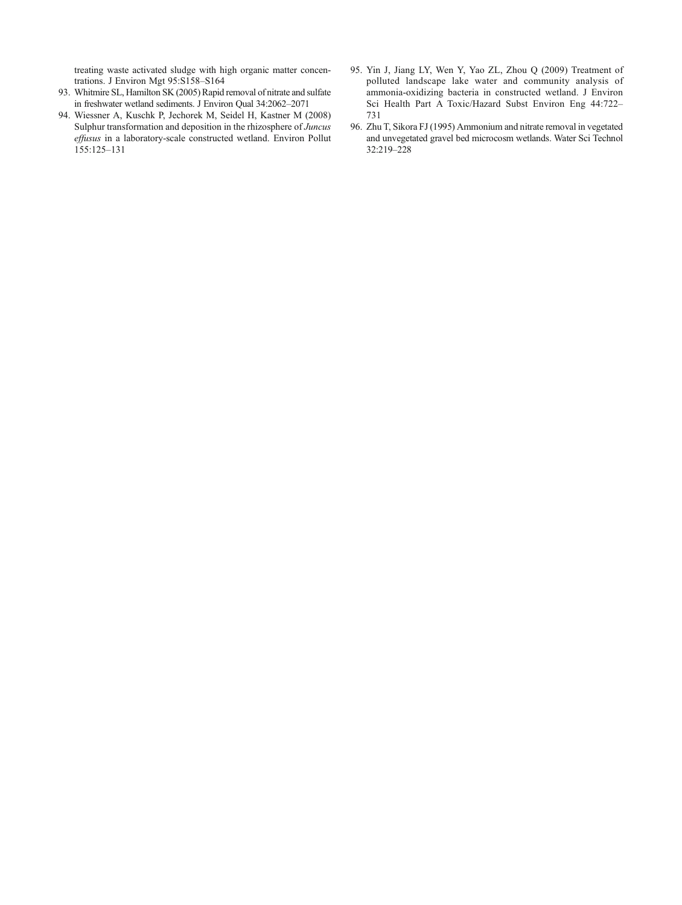treating waste activated sludge with high organic matter concentrations. J Environ Mgt 95:S158–S164

93. Whitmire SL, Hamilton SK (2005) Rapid removal of nitrate and sulfate in freshwater wetland sediments. J Environ Qual 34:2062–2071
94. Wiessner A, Kuschk P, Jechorek M, Seidel H, Kastner M (2008) Sulphur transformation and deposition in the rhizosphere of *Juncus effusus* in a laboratory-scale constructed wetland. Environ Pollut 155:125–131
95. Yin J, Jiang LY, Wen Y, Yao ZL, Zhou Q (2009) Treatment of polluted landscape lake water and community analysis of ammonia-oxidizing bacteria in constructed wetland. J Environ Sci Health Part A Toxic/Hazard Subst Environ Eng 44:722–731
96. Zhu T, Sikora FJ (1995) Ammonium and nitrate removal in vegetated and unvegetated gravel bed microcosm wetlands. Water Sci Technol 32:219–228